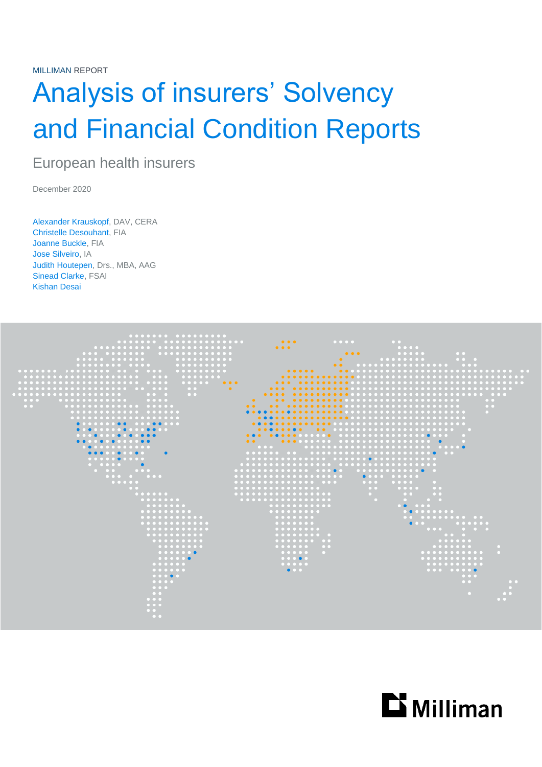MILLIMAN REPORT

# Analysis of insurers' Solvency and Financial Condition Reports

## European health insurers

December 2020

Alexander Krauskopf, DAV, CERA
Christelle Desouhant, FIA
Joanne Buckle, FIA
Jose Silveiro, IA
Judith Houtepen, Drs., MBA, AAG
Sinead Clarke, FSAI
Kishan Desai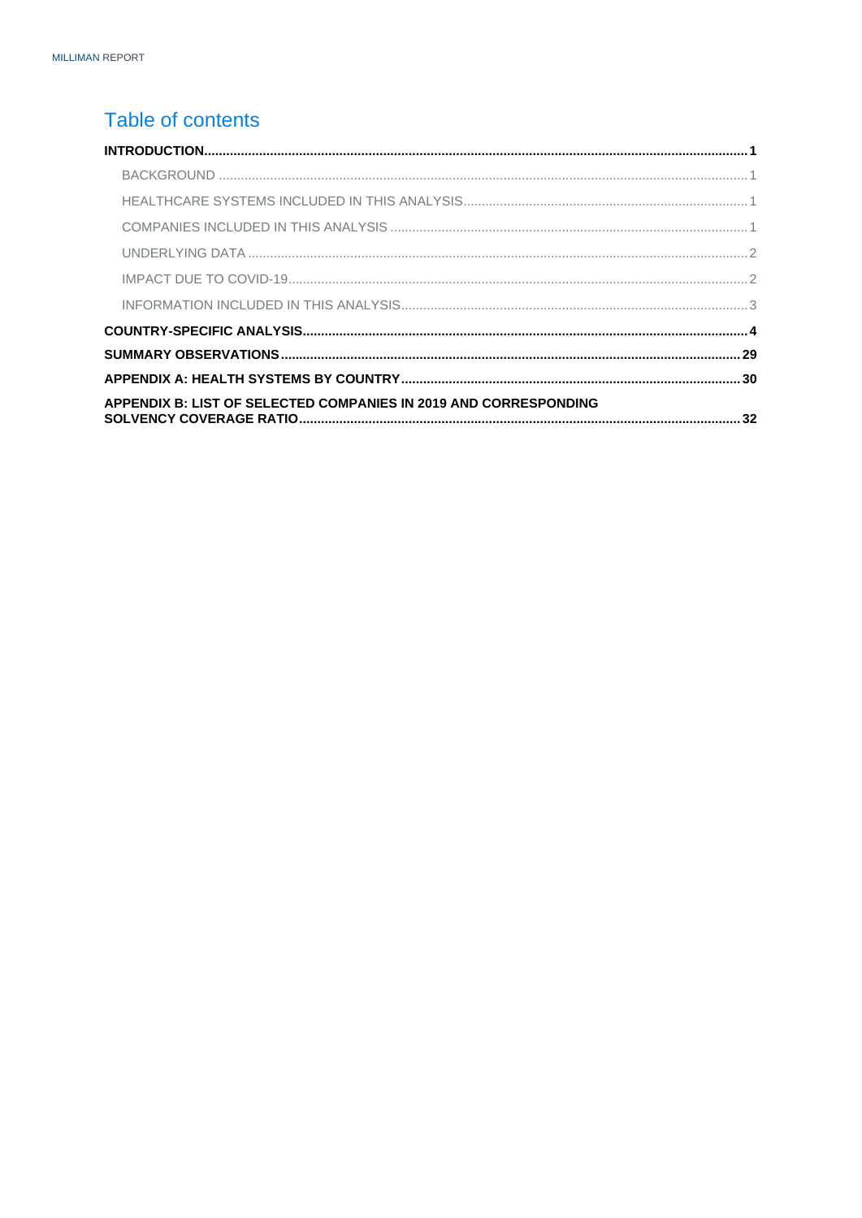# Table of contents

**INTRODUCTION** 1

- BACKGROUND 1
- HEALTHCARE SYSTEMS INCLUDED IN THIS ANALYSIS 1
- COMPANIES INCLUDED IN THIS ANALYSIS 1
- UNDERLYING DATA 2
- IMPACT DUE TO COVID-19 2
- INFORMATION INCLUDED IN THIS ANALYSIS 3

**COUNTRY-SPECIFIC ANALYSIS** 4

**SUMMARY OBSERVATIONS** 29

**APPENDIX A: HEALTH SYSTEMS BY COUNTRY** 30

**APPENDIX B: LIST OF SELECTED COMPANIES IN 2019 AND CORRESPONDING SOLVENCY COVERAGE RATIO** 32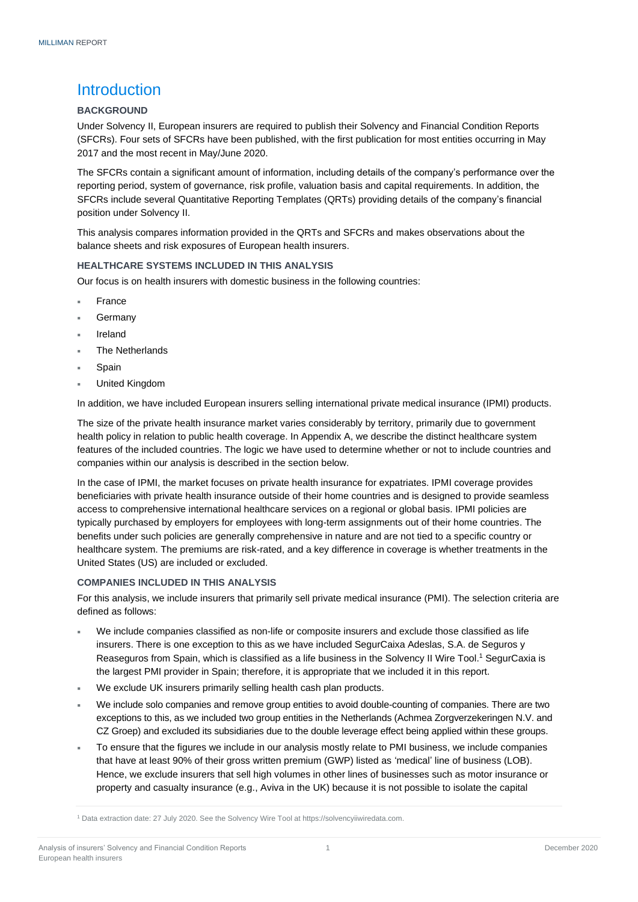# Introduction

## BACKGROUND

Under Solvency II, European insurers are required to publish their Solvency and Financial Condition Reports (SFCRs). Four sets of SFCRs have been published, with the first publication for most entities occurring in May 2017 and the most recent in May/June 2020.

The SFCRs contain a significant amount of information, including details of the company's performance over the reporting period, system of governance, risk profile, valuation basis and capital requirements. In addition, the SFCRs include several Quantitative Reporting Templates (QRTs) providing details of the company's financial position under Solvency II.

This analysis compares information provided in the QRTs and SFCRs and makes observations about the balance sheets and risk exposures of European health insurers.

## HEALTHCARE SYSTEMS INCLUDED IN THIS ANALYSIS

Our focus is on health insurers with domestic business in the following countries:

- France
- Germany
- Ireland
- The Netherlands
- Spain
- United Kingdom

In addition, we have included European insurers selling international private medical insurance (IPMI) products.

The size of the private health insurance market varies considerably by territory, primarily due to government health policy in relation to public health coverage. In Appendix A, we describe the distinct healthcare system features of the included countries. The logic we have used to determine whether or not to include countries and companies within our analysis is described in the section below.

In the case of IPMI, the market focuses on private health insurance for expatriates. IPMI coverage provides beneficiaries with private health insurance outside of their home countries and is designed to provide seamless access to comprehensive international healthcare services on a regional or global basis. IPMI policies are typically purchased by employers for employees with long-term assignments out of their home countries. The benefits under such policies are generally comprehensive in nature and are not tied to a specific country or healthcare system. The premiums are risk-rated, and a key difference in coverage is whether treatments in the United States (US) are included or excluded.

## COMPANIES INCLUDED IN THIS ANALYSIS

For this analysis, we include insurers that primarily sell private medical insurance (PMI). The selection criteria are defined as follows:

- We include companies classified as non-life or composite insurers and exclude those classified as life insurers. There is one exception to this as we have included SegurCaixa Adeslas, S.A. de Seguros y Reaseguros from Spain, which is classified as a life business in the Solvency II Wire Tool.[1] SegurCaxia is the largest PMI provider in Spain; therefore, it is appropriate that we included it in this report.
- We exclude UK insurers primarily selling health cash plan products.
- We include solo companies and remove group entities to avoid double-counting of companies. There are two exceptions to this, as we included two group entities in the Netherlands (Achmea Zorgverzekeringen N.V. and CZ Groep) and excluded its subsidiaries due to the double leverage effect being applied within these groups.
- To ensure that the figures we include in our analysis mostly relate to PMI business, we include companies that have at least 90% of their gross written premium (GWP) listed as 'medical' line of business (LOB). Hence, we exclude insurers that sell high volumes in other lines of businesses such as motor insurance or property and casualty insurance (e.g., Aviva in the UK) because it is not possible to isolate the capital

[1] Data extraction date: 27 July 2020. See the Solvency Wire Tool at https://solvencyiiwiredata.com.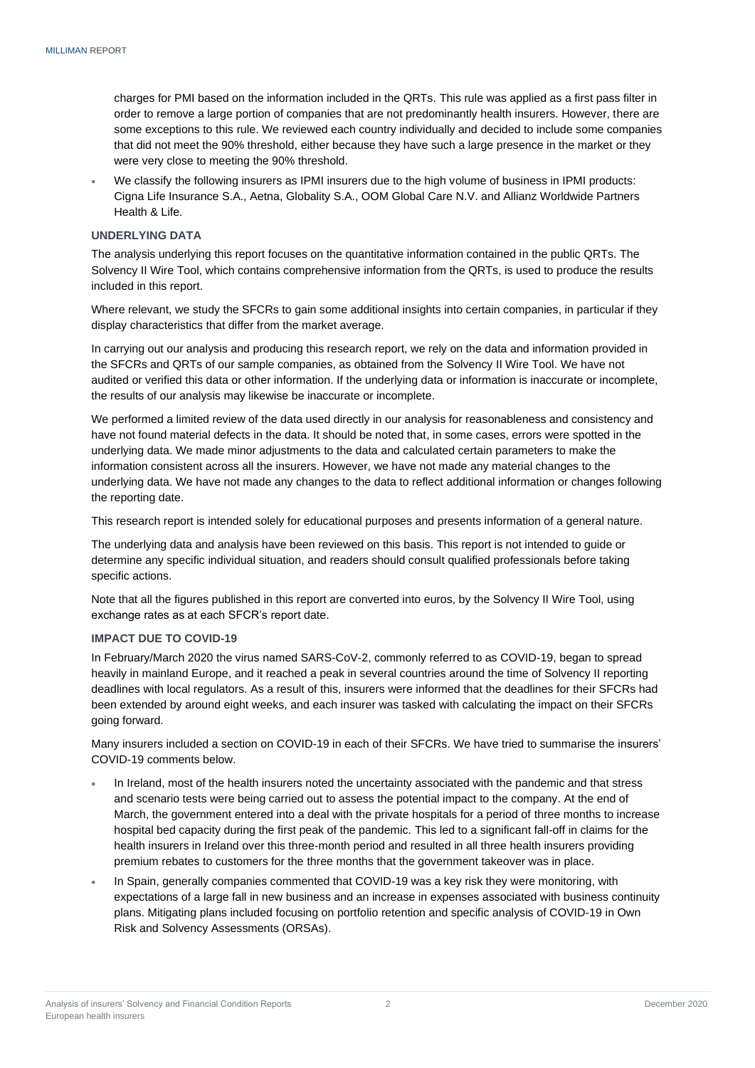charges for PMI based on the information included in the QRTs. This rule was applied as a first pass filter in order to remove a large portion of companies that are not predominantly health insurers. However, there are some exceptions to this rule. We reviewed each country individually and decided to include some companies that did not meet the 90% threshold, either because they have such a large presence in the market or they were very close to meeting the 90% threshold.

- We classify the following insurers as IPMI insurers due to the high volume of business in IPMI products: Cigna Life Insurance S.A., Aetna, Globality S.A., OOM Global Care N.V. and Allianz Worldwide Partners Health & Life.

### UNDERLYING DATA

The analysis underlying this report focuses on the quantitative information contained in the public QRTs. The Solvency II Wire Tool, which contains comprehensive information from the QRTs, is used to produce the results included in this report.

Where relevant, we study the SFCRs to gain some additional insights into certain companies, in particular if they display characteristics that differ from the market average.

In carrying out our analysis and producing this research report, we rely on the data and information provided in the SFCRs and QRTs of our sample companies, as obtained from the Solvency II Wire Tool. We have not audited or verified this data or other information. If the underlying data or information is inaccurate or incomplete, the results of our analysis may likewise be inaccurate or incomplete.

We performed a limited review of the data used directly in our analysis for reasonableness and consistency and have not found material defects in the data. It should be noted that, in some cases, errors were spotted in the underlying data. We made minor adjustments to the data and calculated certain parameters to make the information consistent across all the insurers. However, we have not made any material changes to the underlying data. We have not made any changes to the data to reflect additional information or changes following the reporting date.

This research report is intended solely for educational purposes and presents information of a general nature.

The underlying data and analysis have been reviewed on this basis. This report is not intended to guide or determine any specific individual situation, and readers should consult qualified professionals before taking specific actions.

Note that all the figures published in this report are converted into euros, by the Solvency II Wire Tool, using exchange rates as at each SFCR's report date.

### IMPACT DUE TO COVID-19

In February/March 2020 the virus named SARS-CoV-2, commonly referred to as COVID-19, began to spread heavily in mainland Europe, and it reached a peak in several countries around the time of Solvency II reporting deadlines with local regulators. As a result of this, insurers were informed that the deadlines for their SFCRs had been extended by around eight weeks, and each insurer was tasked with calculating the impact on their SFCRs going forward.

Many insurers included a section on COVID-19 in each of their SFCRs. We have tried to summarise the insurers' COVID-19 comments below.

- In Ireland, most of the health insurers noted the uncertainty associated with the pandemic and that stress and scenario tests were being carried out to assess the potential impact to the company. At the end of March, the government entered into a deal with the private hospitals for a period of three months to increase hospital bed capacity during the first peak of the pandemic. This led to a significant fall-off in claims for the health insurers in Ireland over this three-month period and resulted in all three health insurers providing premium rebates to customers for the three months that the government takeover was in place.
- In Spain, generally companies commented that COVID-19 was a key risk they were monitoring, with expectations of a large fall in new business and an increase in expenses associated with business continuity plans. Mitigating plans included focusing on portfolio retention and specific analysis of COVID-19 in Own Risk and Solvency Assessments (ORSAs).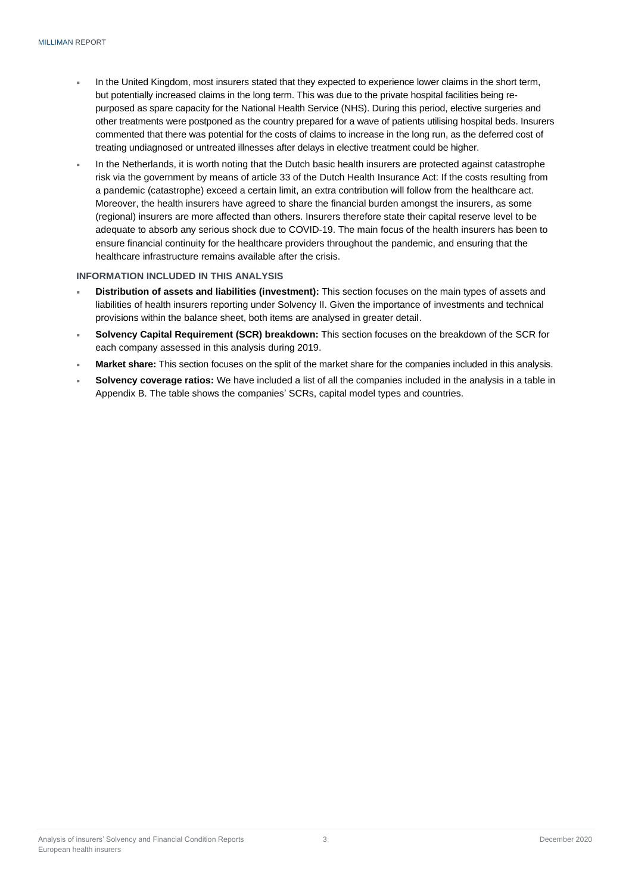- In the United Kingdom, most insurers stated that they expected to experience lower claims in the short term, but potentially increased claims in the long term. This was due to the private hospital facilities being re-purposed as spare capacity for the National Health Service (NHS). During this period, elective surgeries and other treatments were postponed as the country prepared for a wave of patients utilising hospital beds. Insurers commented that there was potential for the costs of claims to increase in the long run, as the deferred cost of treating undiagnosed or untreated illnesses after delays in elective treatment could be higher.
- In the Netherlands, it is worth noting that the Dutch basic health insurers are protected against catastrophe risk via the government by means of article 33 of the Dutch Health Insurance Act: If the costs resulting from a pandemic (catastrophe) exceed a certain limit, an extra contribution will follow from the healthcare act. Moreover, the health insurers have agreed to share the financial burden amongst the insurers, as some (regional) insurers are more affected than others. Insurers therefore state their capital reserve level to be adequate to absorb any serious shock due to COVID-19. The main focus of the health insurers has been to ensure financial continuity for the healthcare providers throughout the pandemic, and ensuring that the healthcare infrastructure remains available after the crisis.

### INFORMATION INCLUDED IN THIS ANALYSIS

- **Distribution of assets and liabilities (investment):** This section focuses on the main types of assets and liabilities of health insurers reporting under Solvency II. Given the importance of investments and technical provisions within the balance sheet, both items are analysed in greater detail.
- **Solvency Capital Requirement (SCR) breakdown:** This section focuses on the breakdown of the SCR for each company assessed in this analysis during 2019.
- **Market share:** This section focuses on the split of the market share for the companies included in this analysis.
- **Solvency coverage ratios:** We have included a list of all the companies included in the analysis in a table in Appendix B. The table shows the companies' SCRs, capital model types and countries.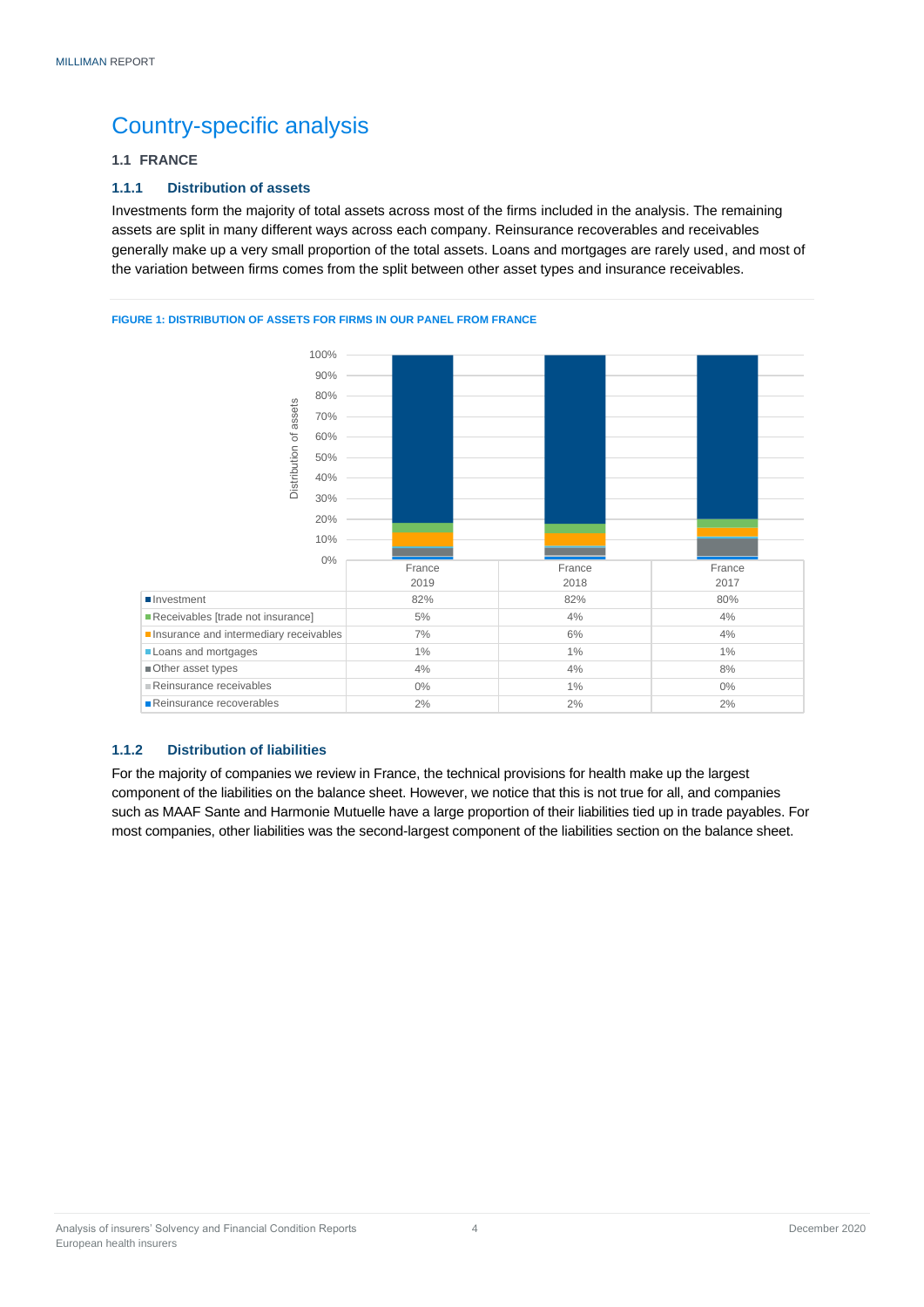# Country-specific analysis

## 1.1 FRANCE

### 1.1.1 Distribution of assets

Investments form the majority of total assets across most of the firms included in the analysis. The remaining assets are split in many different ways across each company. Reinsurance recoverables and receivables generally make up a very small proportion of the total assets. Loans and mortgages are rarely used, and most of the variation between firms comes from the split between other asset types and insurance receivables.

FIGURE 1: DISTRIBUTION OF ASSETS FOR FIRMS IN OUR PANEL FROM FRANCE

| | France 2019 | France 2018 | France 2017 |
|---|---|---|---|
| Investment | 82% | 82% | 80% |
| Receivables [trade not insurance] | 5% | 4% | 4% |
| Insurance and intermediary receivables | 7% | 6% | 4% |
| Loans and mortgages | 1% | 1% | 1% |
| Other asset types | 4% | 4% | 8% |
| Reinsurance receivables | 0% | 1% | 0% |
| Reinsurance recoverables | 2% | 2% | 2% |

### 1.1.2 Distribution of liabilities

For the majority of companies we review in France, the technical provisions for health make up the largest component of the liabilities on the balance sheet. However, we notice that this is not true for all, and companies such as MAAF Sante and Harmonie Mutuelle have a large proportion of their liabilities tied up in trade payables. For most companies, other liabilities was the second-largest component of the liabilities section on the balance sheet.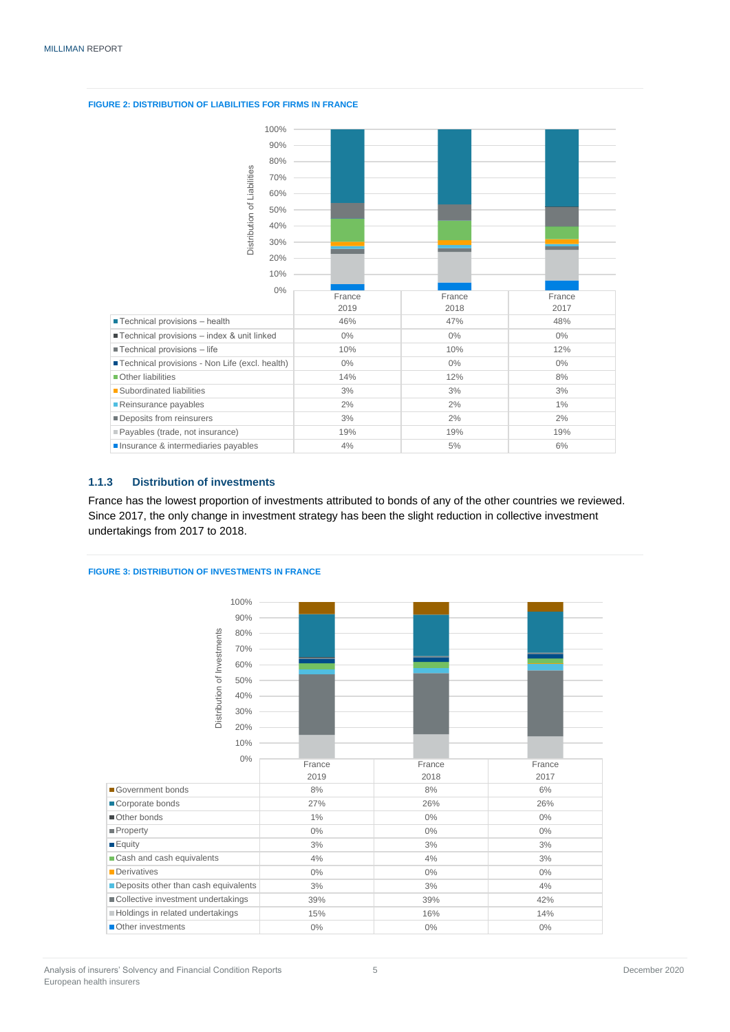**FIGURE 2: DISTRIBUTION OF LIABILITIES FOR FIRMS IN FRANCE**

| | France 2019 | France 2018 | France 2017 |
|---|---|---|---|
| Technical provisions – health | 46% | 47% | 48% |
| Technical provisions – index & unit linked | 0% | 0% | 0% |
| Technical provisions – life | 10% | 10% | 12% |
| Technical provisions - Non Life (excl. health) | 0% | 0% | 0% |
| Other liabilities | 14% | 12% | 8% |
| Subordinated liabilities | 3% | 3% | 3% |
| Reinsurance payables | 2% | 2% | 1% |
| Deposits from reinsurers | 3% | 2% | 2% |
| Payables (trade, not insurance) | 19% | 19% | 19% |
| Insurance & intermediaries payables | 4% | 5% | 6% |

### 1.1.3 Distribution of investments

France has the lowest proportion of investments attributed to bonds of any of the other countries we reviewed. Since 2017, the only change in investment strategy has been the slight reduction in collective investment undertakings from 2017 to 2018.

**FIGURE 3: DISTRIBUTION OF INVESTMENTS IN FRANCE**

| | France 2019 | France 2018 | France 2017 |
|---|---|---|---|
| Government bonds | 8% | 8% | 6% |
| Corporate bonds | 27% | 26% | 26% |
| Other bonds | 1% | 0% | 0% |
| Property | 0% | 0% | 0% |
| Equity | 3% | 3% | 3% |
| Cash and cash equivalents | 4% | 4% | 3% |
| Derivatives | 0% | 0% | 0% |
| Deposits other than cash equivalents | 3% | 3% | 4% |
| Collective investment undertakings | 39% | 39% | 42% |
| Holdings in related undertakings | 15% | 16% | 14% |
| Other investments | 0% | 0% | 0% |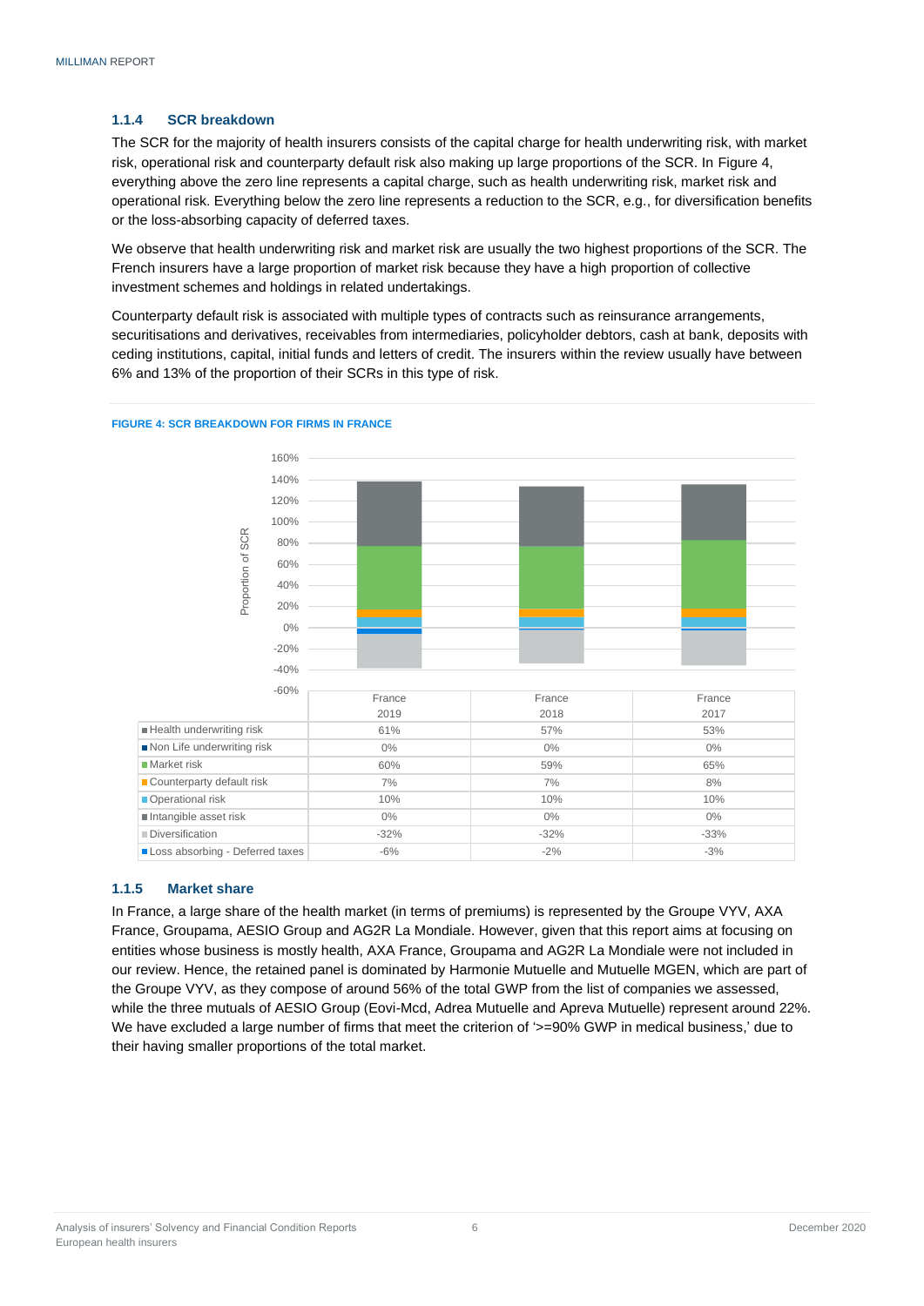### 1.1.4 SCR breakdown

The SCR for the majority of health insurers consists of the capital charge for health underwriting risk, with market risk, operational risk and counterparty default risk also making up large proportions of the SCR. In Figure 4, everything above the zero line represents a capital charge, such as health underwriting risk, market risk and operational risk. Everything below the zero line represents a reduction to the SCR, e.g., for diversification benefits or the loss-absorbing capacity of deferred taxes.

We observe that health underwriting risk and market risk are usually the two highest proportions of the SCR. The French insurers have a large proportion of market risk because they have a high proportion of collective investment schemes and holdings in related undertakings.

Counterparty default risk is associated with multiple types of contracts such as reinsurance arrangements, securitisations and derivatives, receivables from intermediaries, policyholder debtors, cash at bank, deposits with ceding institutions, capital, initial funds and letters of credit. The insurers within the review usually have between 6% and 13% of the proportion of their SCRs in this type of risk.

**FIGURE 4: SCR BREAKDOWN FOR FIRMS IN FRANCE**

| | France 2019 | France 2018 | France 2017 |
|---|---|---|---|
| Health underwriting risk | 61% | 57% | 53% |
| Non Life underwriting risk | 0% | 0% | 0% |
| Market risk | 60% | 59% | 65% |
| Counterparty default risk | 7% | 7% | 8% |
| Operational risk | 10% | 10% | 10% |
| Intangible asset risk | 0% | 0% | 0% |
| Diversification | -32% | -32% | -33% |
| Loss absorbing - Deferred taxes | -6% | -2% | -3% |

### 1.1.5 Market share

In France, a large share of the health market (in terms of premiums) is represented by the Groupe VYV, AXA France, Groupama, AESIO Group and AG2R La Mondiale. However, given that this report aims at focusing on entities whose business is mostly health, AXA France, Groupama and AG2R La Mondiale were not included in our review. Hence, the retained panel is dominated by Harmonie Mutuelle and Mutuelle MGEN, which are part of the Groupe VYV, as they compose of around 56% of the total GWP from the list of companies we assessed, while the three mutuals of AESIO Group (Eovi-Mcd, Adrea Mutuelle and Apreva Mutuelle) represent around 22%. We have excluded a large number of firms that meet the criterion of '>=90% GWP in medical business,' due to their having smaller proportions of the total market.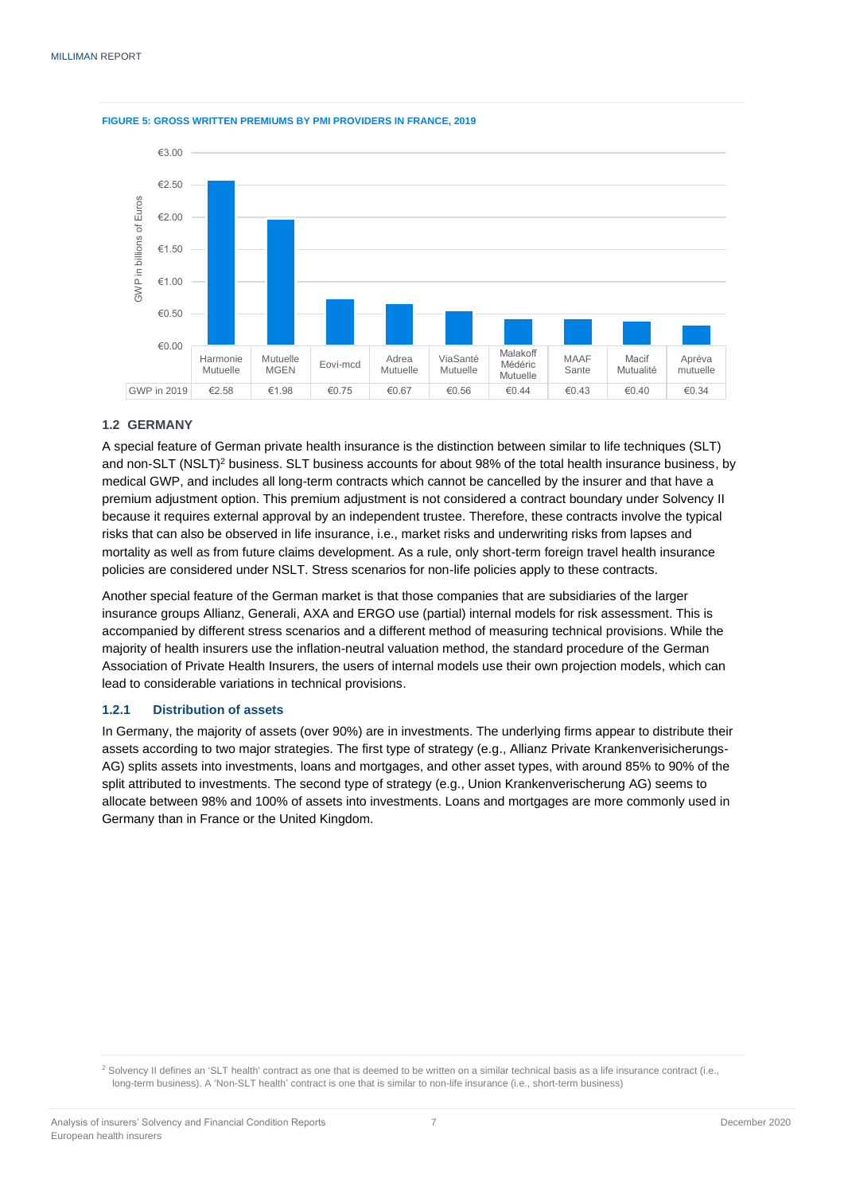**FIGURE 5: GROSS WRITTEN PREMIUMS BY PMI PROVIDERS IN FRANCE, 2019**

| | Harmonie Mutuelle | Mutuelle MGEN | Eovi-mcd | Adrea Mutuelle | ViaSanté Mutuelle | Malakoff Médéric Mutuelle | MAAF Sante | Macif Mutualité | Apréva mutuelle |
|---|---|---|---|---|---|---|---|---|---|
| GWP in 2019 | €2.58 | €1.98 | €0.75 | €0.67 | €0.56 | €0.44 | €0.43 | €0.40 | €0.34 |

### 1.2 GERMANY

A special feature of German private health insurance is the distinction between similar to life techniques (SLT) and non-SLT (NSLT)[2] business. SLT business accounts for about 98% of the total health insurance business, by medical GWP, and includes all long-term contracts which cannot be cancelled by the insurer and that have a premium adjustment option. This premium adjustment is not considered a contract boundary under Solvency II because it requires external approval by an independent trustee. Therefore, these contracts involve the typical risks that can also be observed in life insurance, i.e., market risks and underwriting risks from lapses and mortality as well as from future claims development. As a rule, only short-term foreign travel health insurance policies are considered under NSLT. Stress scenarios for non-life policies apply to these contracts.

Another special feature of the German market is that those companies that are subsidiaries of the larger insurance groups Allianz, Generali, AXA and ERGO use (partial) internal models for risk assessment. This is accompanied by different stress scenarios and a different method of measuring technical provisions. While the majority of health insurers use the inflation-neutral valuation method, the standard procedure of the German Association of Private Health Insurers, the users of internal models use their own projection models, which can lead to considerable variations in technical provisions.

#### 1.2.1 Distribution of assets

In Germany, the majority of assets (over 90%) are in investments. The underlying firms appear to distribute their assets according to two major strategies. The first type of strategy (e.g., Allianz Private Krankenverisicherungs-AG) splits assets into investments, loans and mortgages, and other asset types, with around 85% to 90% of the split attributed to investments. The second type of strategy (e.g., Union Krankenverischerung AG) seems to allocate between 98% and 100% of assets into investments. Loans and mortgages are more commonly used in Germany than in France or the United Kingdom.

[2] Solvency II defines an 'SLT health' contract as one that is deemed to be written on a similar technical basis as a life insurance contract (i.e., long-term business). A 'Non-SLT health' contract is one that is similar to non-life insurance (i.e., short-term business)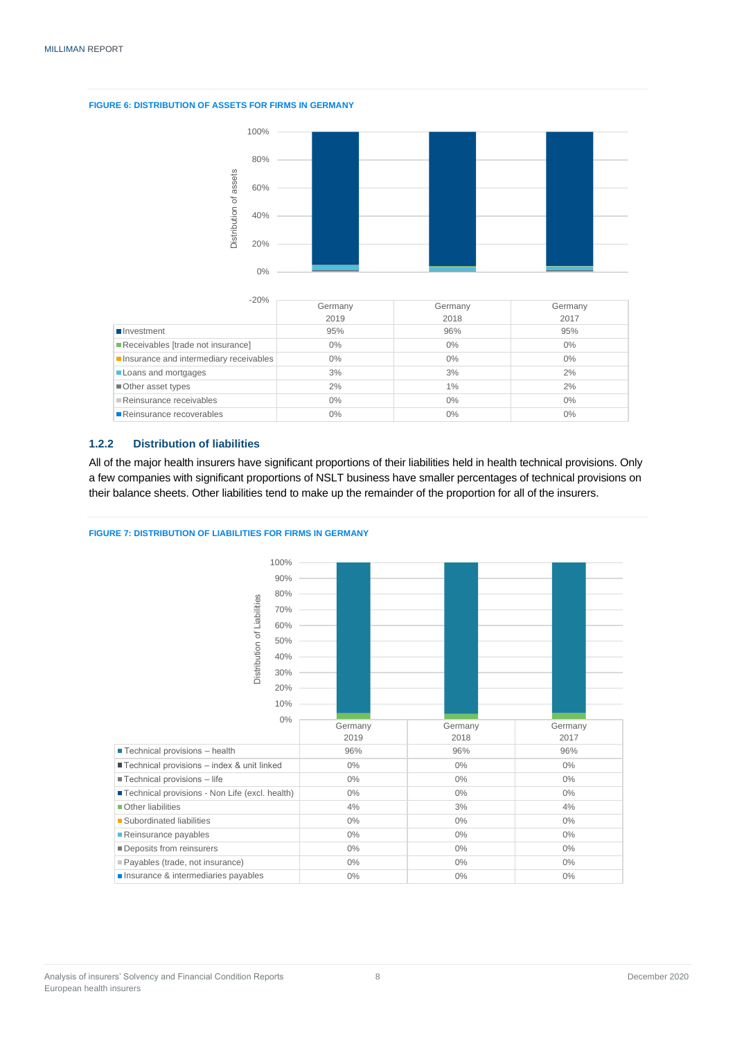**FIGURE 6: DISTRIBUTION OF ASSETS FOR FIRMS IN GERMANY**

| | Germany 2019 | Germany 2018 | Germany 2017 |
|---|---|---|---|
| Investment | 95% | 96% | 95% |
| Receivables [trade not insurance] | 0% | 0% | 0% |
| Insurance and intermediary receivables | 0% | 0% | 0% |
| Loans and mortgages | 3% | 3% | 2% |
| Other asset types | 2% | 1% | 2% |
| Reinsurance receivables | 0% | 0% | 0% |
| Reinsurance recoverables | 0% | 0% | 0% |

### 1.2.2 Distribution of liabilities

All of the major health insurers have significant proportions of their liabilities held in health technical provisions. Only a few companies with significant proportions of NSLT business have smaller percentages of technical provisions on their balance sheets. Other liabilities tend to make up the remainder of the proportion for all of the insurers.

**FIGURE 7: DISTRIBUTION OF LIABILITIES FOR FIRMS IN GERMANY**

| | Germany 2019 | Germany 2018 | Germany 2017 |
|---|---|---|---|
| Technical provisions – health | 96% | 96% | 96% |
| Technical provisions – index & unit linked | 0% | 0% | 0% |
| Technical provisions – life | 0% | 0% | 0% |
| Technical provisions - Non Life (excl. health) | 0% | 0% | 0% |
| Other liabilities | 4% | 3% | 4% |
| Subordinated liabilities | 0% | 0% | 0% |
| Reinsurance payables | 0% | 0% | 0% |
| Deposits from reinsurers | 0% | 0% | 0% |
| Payables (trade, not insurance) | 0% | 0% | 0% |
| Insurance & intermediaries payables | 0% | 0% | 0% |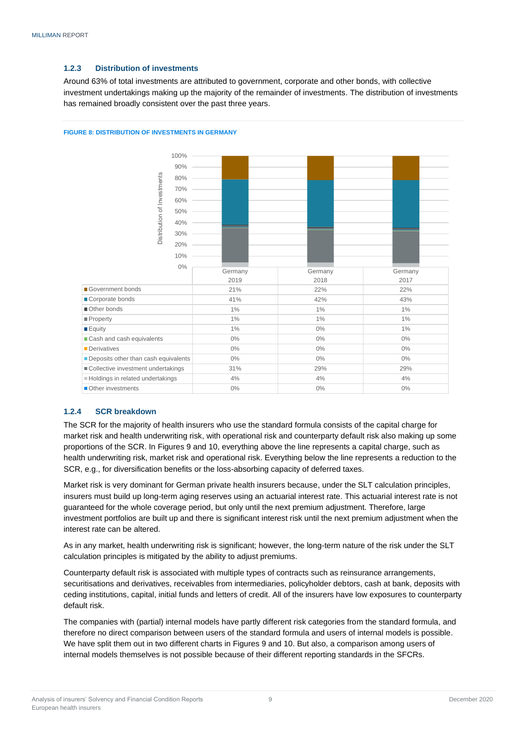### 1.2.3 Distribution of investments

Around 63% of total investments are attributed to government, corporate and other bonds, with collective investment undertakings making up the majority of the remainder of investments. The distribution of investments has remained broadly consistent over the past three years.

**FIGURE 8: DISTRIBUTION OF INVESTMENTS IN GERMANY**

| | Germany 2019 | Germany 2018 | Germany 2017 |
|---|---|---|---|
| Government bonds | 21% | 22% | 22% |
| Corporate bonds | 41% | 42% | 43% |
| Other bonds | 1% | 1% | 1% |
| Property | 1% | 1% | 1% |
| Equity | 1% | 0% | 1% |
| Cash and cash equivalents | 0% | 0% | 0% |
| Derivatives | 0% | 0% | 0% |
| Deposits other than cash equivalents | 0% | 0% | 0% |
| Collective investment undertakings | 31% | 29% | 29% |
| Holdings in related undertakings | 4% | 4% | 4% |
| Other investments | 0% | 0% | 0% |

### 1.2.4 SCR breakdown

The SCR for the majority of health insurers who use the standard formula consists of the capital charge for market risk and health underwriting risk, with operational risk and counterparty default risk also making up some proportions of the SCR. In Figures 9 and 10, everything above the line represents a capital charge, such as health underwriting risk, market risk and operational risk. Everything below the line represents a reduction to the SCR, e.g., for diversification benefits or the loss-absorbing capacity of deferred taxes.

Market risk is very dominant for German private health insurers because, under the SLT calculation principles, insurers must build up long-term aging reserves using an actuarial interest rate. This actuarial interest rate is not guaranteed for the whole coverage period, but only until the next premium adjustment. Therefore, large investment portfolios are built up and there is significant interest risk until the next premium adjustment when the interest rate can be altered.

As in any market, health underwriting risk is significant; however, the long-term nature of the risk under the SLT calculation principles is mitigated by the ability to adjust premiums.

Counterparty default risk is associated with multiple types of contracts such as reinsurance arrangements, securitisations and derivatives, receivables from intermediaries, policyholder debtors, cash at bank, deposits with ceding institutions, capital, initial funds and letters of credit. All of the insurers have low exposures to counterparty default risk.

The companies with (partial) internal models have partly different risk categories from the standard formula, and therefore no direct comparison between users of the standard formula and users of internal models is possible. We have split them out in two different charts in Figures 9 and 10. But also, a comparison among users of internal models themselves is not possible because of their different reporting standards in the SFCRs.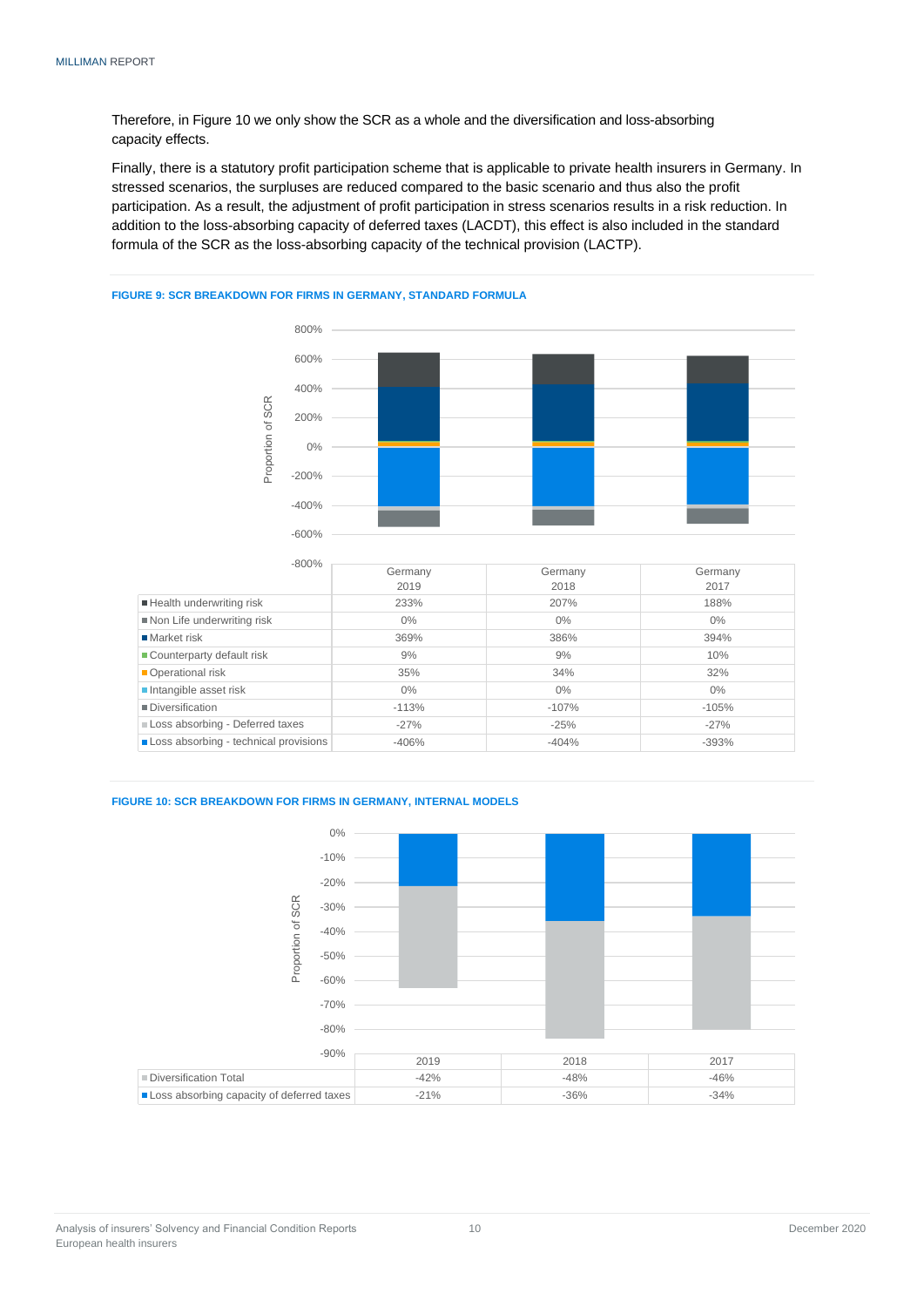Therefore, in Figure 10 we only show the SCR as a whole and the diversification and loss-absorbing capacity effects.

Finally, there is a statutory profit participation scheme that is applicable to private health insurers in Germany. In stressed scenarios, the surpluses are reduced compared to the basic scenario and thus also the profit participation. As a result, the adjustment of profit participation in stress scenarios results in a risk reduction. In addition to the loss-absorbing capacity of deferred taxes (LACDT), this effect is also included in the standard formula of the SCR as the loss-absorbing capacity of the technical provision (LACTP).

**FIGURE 9: SCR BREAKDOWN FOR FIRMS IN GERMANY, STANDARD FORMULA**

| | Germany 2019 | Germany 2018 | Germany 2017 |
|---|---|---|---|
| Health underwriting risk | 233% | 207% | 188% |
| Non Life underwriting risk | 0% | 0% | 0% |
| Market risk | 369% | 386% | 394% |
| Counterparty default risk | 9% | 9% | 10% |
| Operational risk | 35% | 34% | 32% |
| Intangible asset risk | 0% | 0% | 0% |
| Diversification | -113% | -107% | -105% |
| Loss absorbing - Deferred taxes | -27% | -25% | -27% |
| Loss absorbing - technical provisions | -406% | -404% | -393% |

**FIGURE 10: SCR BREAKDOWN FOR FIRMS IN GERMANY, INTERNAL MODELS**

| | 2019 | 2018 | 2017 |
|---|---|---|---|
| Diversification Total | -42% | -48% | -46% |
| Loss absorbing capacity of deferred taxes | -21% | -36% | -34% |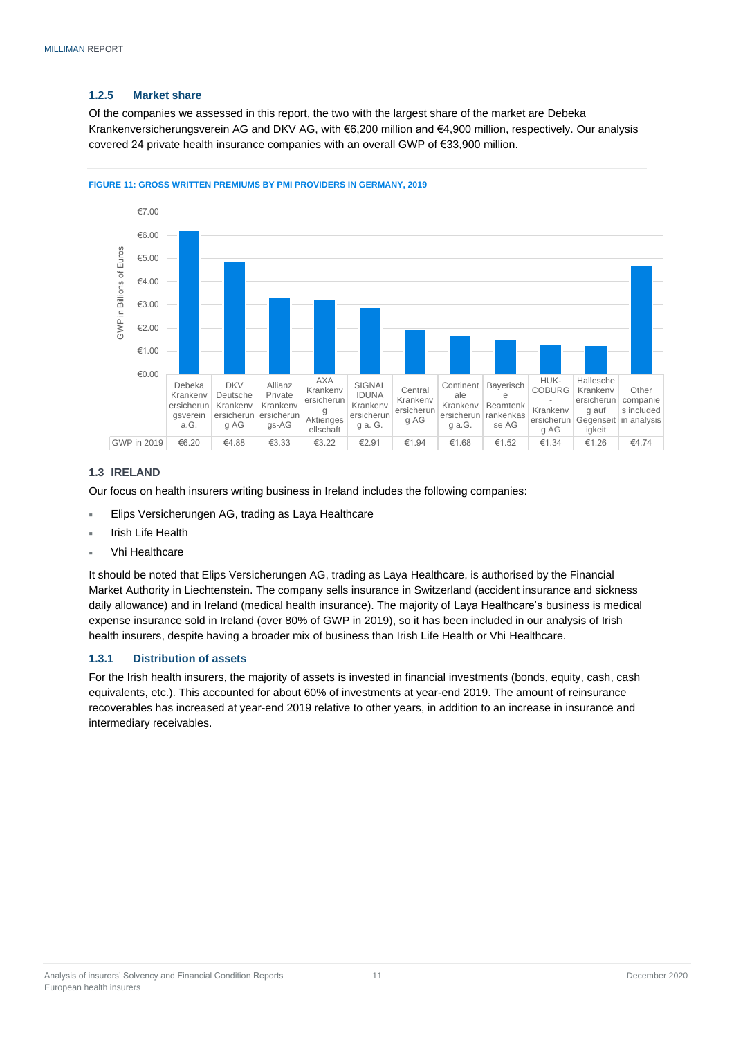### 1.2.5 Market share

Of the companies we assessed in this report, the two with the largest share of the market are Debeka Krankenversicherungsverein AG and DKV AG, with €6,200 million and €4,900 million, respectively. Our analysis covered 24 private health insurance companies with an overall GWP of €33,900 million.

**FIGURE 11: GROSS WRITTEN PREMIUMS BY PMI PROVIDERS IN GERMANY, 2019**

| | Debeka Krankenversicherungsverein a.G. | DKV Deutsche Krankenversicherung AG | Allianz Private Krankenversicherungs-AG | AXA Krankenversicherung Aktiengesellschaft | SIGNAL IDUNA Krankenversicherung a. G. | Central Krankenversicherung AG | Continentale Krankenversicherung a.G. | Bayerische Beamtenkrankenkasse AG | HUK-COBURG - Krankenversicherung AG | Hallesche Krankenversicherung auf Gegenseitigkeit | Other companies included in analysis |
|---|---|---|---|---|---|---|---|---|---|---|---|
| GWP in 2019 | €6.20 | €4.88 | €3.33 | €3.22 | €2.91 | €1.94 | €1.68 | €1.52 | €1.34 | €1.26 | €4.74 |

GWP in Billions of Euros

## 1.3 IRELAND

Our focus on health insurers writing business in Ireland includes the following companies:

- Elips Versicherungen AG, trading as Laya Healthcare
- Irish Life Health
- Vhi Healthcare

It should be noted that Elips Versicherungen AG, trading as Laya Healthcare, is authorised by the Financial Market Authority in Liechtenstein. The company sells insurance in Switzerland (accident insurance and sickness daily allowance) and in Ireland (medical health insurance). The majority of Laya Healthcare's business is medical expense insurance sold in Ireland (over 80% of GWP in 2019), so it has been included in our analysis of Irish health insurers, despite having a broader mix of business than Irish Life Health or Vhi Healthcare.

### 1.3.1 Distribution of assets

For the Irish health insurers, the majority of assets is invested in financial investments (bonds, equity, cash, cash equivalents, etc.). This accounted for about 60% of investments at year-end 2019. The amount of reinsurance recoverables has increased at year-end 2019 relative to other years, in addition to an increase in insurance and intermediary receivables.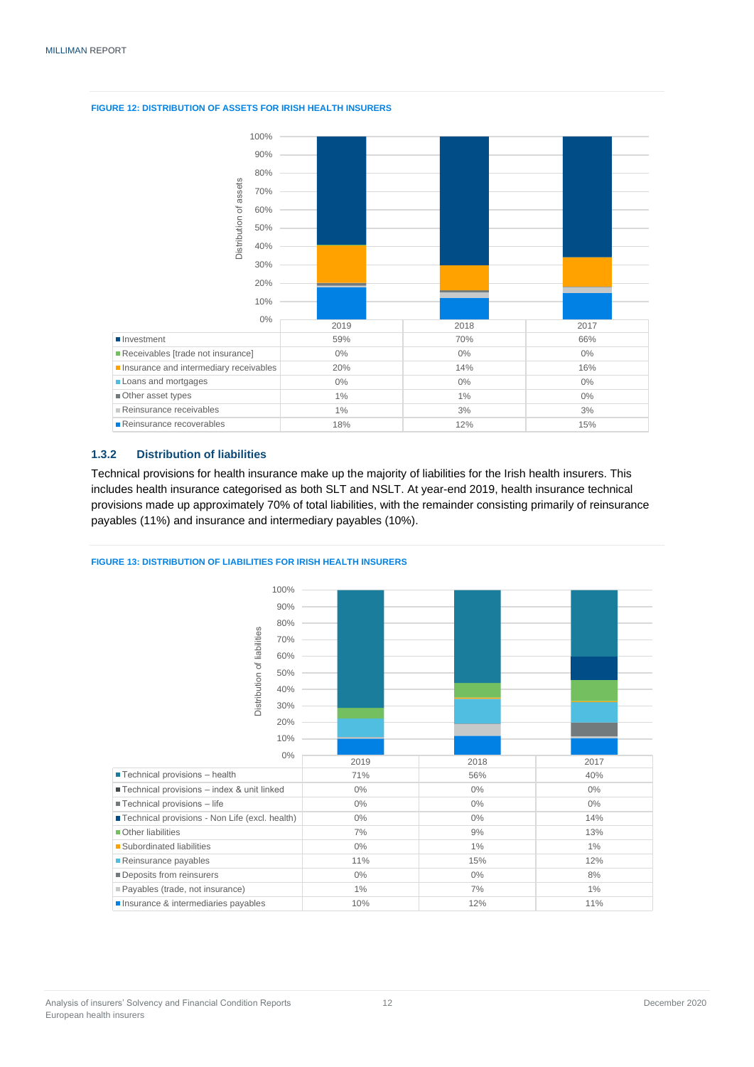**FIGURE 12: DISTRIBUTION OF ASSETS FOR IRISH HEALTH INSURERS**

| | 2019 | 2018 | 2017 |
|---|---|---|---|
| Investment | 59% | 70% | 66% |
| Receivables [trade not insurance] | 0% | 0% | 0% |
| Insurance and intermediary receivables | 20% | 14% | 16% |
| Loans and mortgages | 0% | 0% | 0% |
| Other asset types | 1% | 1% | 0% |
| Reinsurance receivables | 1% | 3% | 3% |
| Reinsurance recoverables | 18% | 12% | 15% |

### 1.3.2 Distribution of liabilities

Technical provisions for health insurance make up the majority of liabilities for the Irish health insurers. This includes health insurance categorised as both SLT and NSLT. At year-end 2019, health insurance technical provisions made up approximately 70% of total liabilities, with the remainder consisting primarily of reinsurance payables (11%) and insurance and intermediary payables (10%).

**FIGURE 13: DISTRIBUTION OF LIABILITIES FOR IRISH HEALTH INSURERS**

| | 2019 | 2018 | 2017 |
|---|---|---|---|
| Technical provisions – health | 71% | 56% | 40% |
| Technical provisions – index & unit linked | 0% | 0% | 0% |
| Technical provisions – life | 0% | 0% | 0% |
| Technical provisions - Non Life (excl. health) | 0% | 0% | 14% |
| Other liabilities | 7% | 9% | 13% |
| Subordinated liabilities | 0% | 1% | 1% |
| Reinsurance payables | 11% | 15% | 12% |
| Deposits from reinsurers | 0% | 0% | 8% |
| Payables (trade, not insurance) | 1% | 7% | 1% |
| Insurance & intermediaries payables | 10% | 12% | 11% |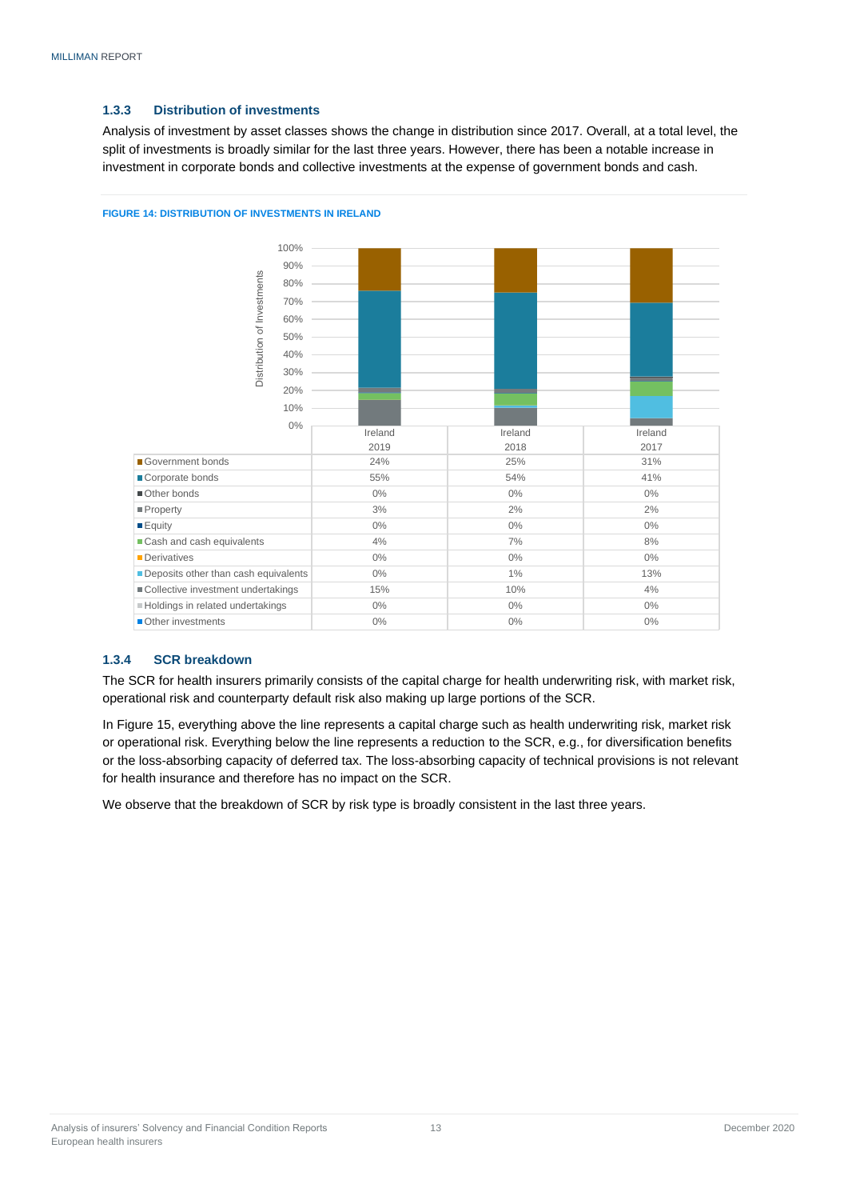### 1.3.3 Distribution of investments

Analysis of investment by asset classes shows the change in distribution since 2017. Overall, at a total level, the split of investments is broadly similar for the last three years. However, there has been a notable increase in investment in corporate bonds and collective investments at the expense of government bonds and cash.

**FIGURE 14: DISTRIBUTION OF INVESTMENTS IN IRELAND**

| | Ireland 2019 | Ireland 2018 | Ireland 2017 |
|---|---|---|---|
| Government bonds | 24% | 25% | 31% |
| Corporate bonds | 55% | 54% | 41% |
| Other bonds | 0% | 0% | 0% |
| Property | 3% | 2% | 2% |
| Equity | 0% | 0% | 0% |
| Cash and cash equivalents | 4% | 7% | 8% |
| Derivatives | 0% | 0% | 0% |
| Deposits other than cash equivalents | 0% | 1% | 13% |
| Collective investment undertakings | 15% | 10% | 4% |
| Holdings in related undertakings | 0% | 0% | 0% |
| Other investments | 0% | 0% | 0% |

### 1.3.4 SCR breakdown

The SCR for health insurers primarily consists of the capital charge for health underwriting risk, with market risk, operational risk and counterparty default risk also making up large portions of the SCR.

In Figure 15, everything above the line represents a capital charge such as health underwriting risk, market risk or operational risk. Everything below the line represents a reduction to the SCR, e.g., for diversification benefits or the loss-absorbing capacity of deferred tax. The loss-absorbing capacity of technical provisions is not relevant for health insurance and therefore has no impact on the SCR.

We observe that the breakdown of SCR by risk type is broadly consistent in the last three years.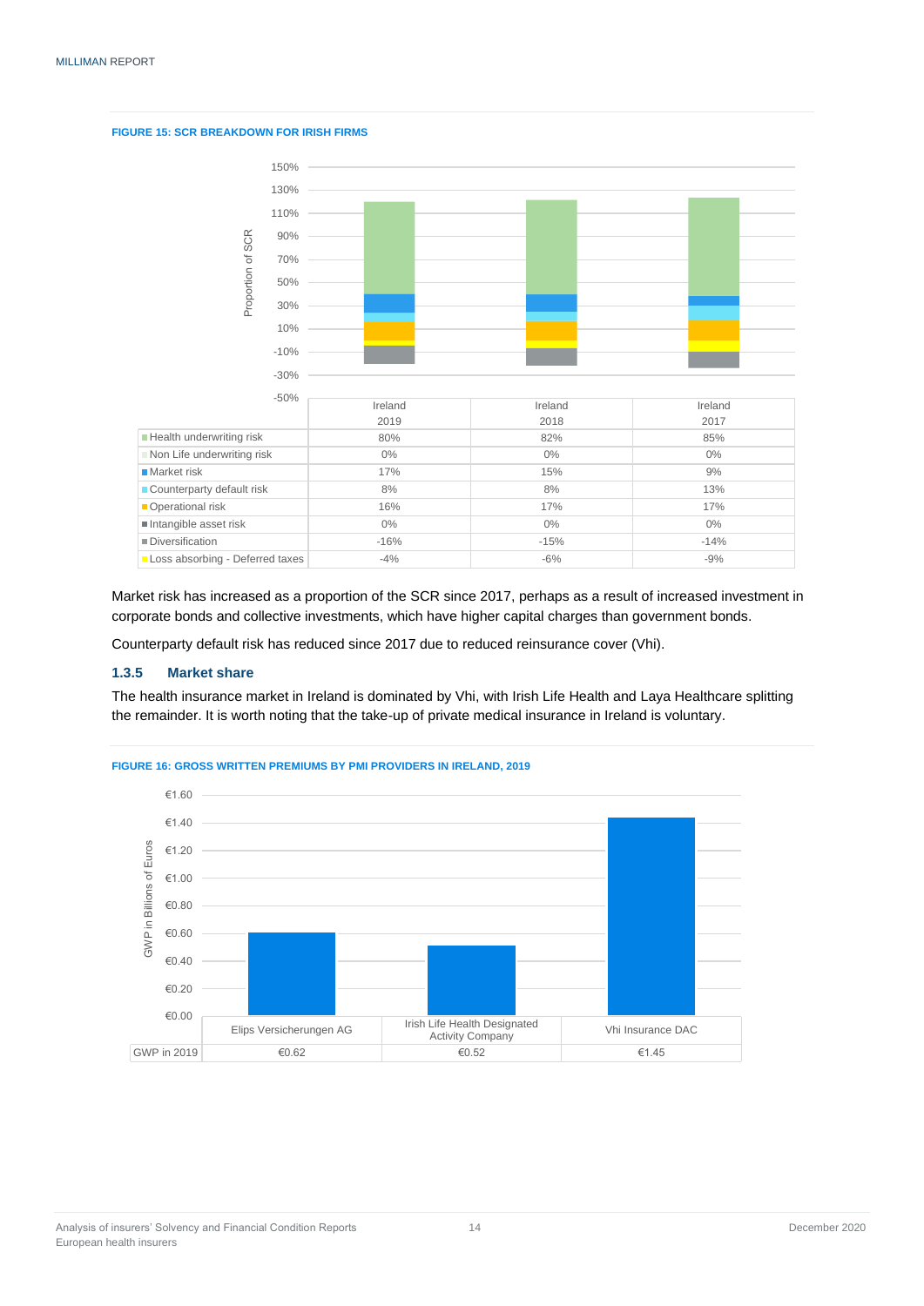**FIGURE 15: SCR BREAKDOWN FOR IRISH FIRMS**

| | Ireland 2019 | Ireland 2018 | Ireland 2017 |
|---|---|---|---|
| Health underwriting risk | 80% | 82% | 85% |
| Non Life underwriting risk | 0% | 0% | 0% |
| Market risk | 17% | 15% | 9% |
| Counterparty default risk | 8% | 8% | 13% |
| Operational risk | 16% | 17% | 17% |
| Intangible asset risk | 0% | 0% | 0% |
| Diversification | -16% | -15% | -14% |
| Loss absorbing - Deferred taxes | -4% | -6% | -9% |

Market risk has increased as a proportion of the SCR since 2017, perhaps as a result of increased investment in corporate bonds and collective investments, which have higher capital charges than government bonds.

Counterparty default risk has reduced since 2017 due to reduced reinsurance cover (Vhi).

### 1.3.5 Market share

The health insurance market in Ireland is dominated by Vhi, with Irish Life Health and Laya Healthcare splitting the remainder. It is worth noting that the take-up of private medical insurance in Ireland is voluntary.

**FIGURE 16: GROSS WRITTEN PREMIUMS BY PMI PROVIDERS IN IRELAND, 2019**

| | Elips Versicherungen AG | Irish Life Health Designated Activity Company | Vhi Insurance DAC |
|---|---|---|---|
| GWP in 2019 | €0.62 | €0.52 | €1.45 |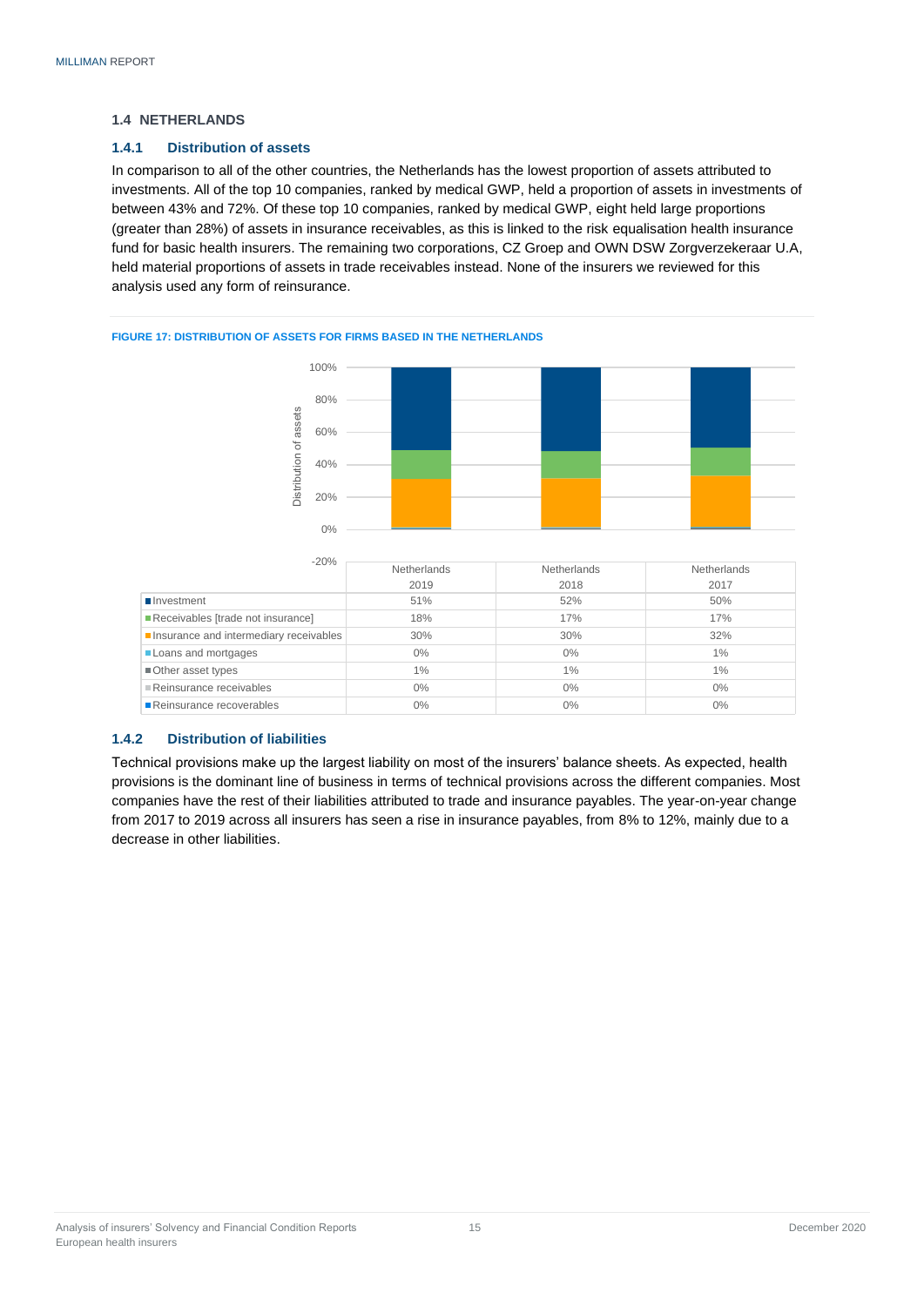### 1.4 NETHERLANDS

#### 1.4.1 Distribution of assets

In comparison to all of the other countries, the Netherlands has the lowest proportion of assets attributed to investments. All of the top 10 companies, ranked by medical GWP, held a proportion of assets in investments of between 43% and 72%. Of these top 10 companies, ranked by medical GWP, eight held large proportions (greater than 28%) of assets in insurance receivables, as this is linked to the risk equalisation health insurance fund for basic health insurers. The remaining two corporations, CZ Groep and OWN DSW Zorgverzekeraar U.A, held material proportions of assets in trade receivables instead. None of the insurers we reviewed for this analysis used any form of reinsurance.

FIGURE 17: DISTRIBUTION OF ASSETS FOR FIRMS BASED IN THE NETHERLANDS

| | Netherlands 2019 | Netherlands 2018 | Netherlands 2017 |
|---|---|---|---|
| Investment | 51% | 52% | 50% |
| Receivables [trade not insurance] | 18% | 17% | 17% |
| Insurance and intermediary receivables | 30% | 30% | 32% |
| Loans and mortgages | 0% | 0% | 1% |
| Other asset types | 1% | 1% | 1% |
| Reinsurance receivables | 0% | 0% | 0% |
| Reinsurance recoverables | 0% | 0% | 0% |

#### 1.4.2 Distribution of liabilities

Technical provisions make up the largest liability on most of the insurers' balance sheets. As expected, health provisions is the dominant line of business in terms of technical provisions across the different companies. Most companies have the rest of their liabilities attributed to trade and insurance payables. The year-on-year change from 2017 to 2019 across all insurers has seen a rise in insurance payables, from 8% to 12%, mainly due to a decrease in other liabilities.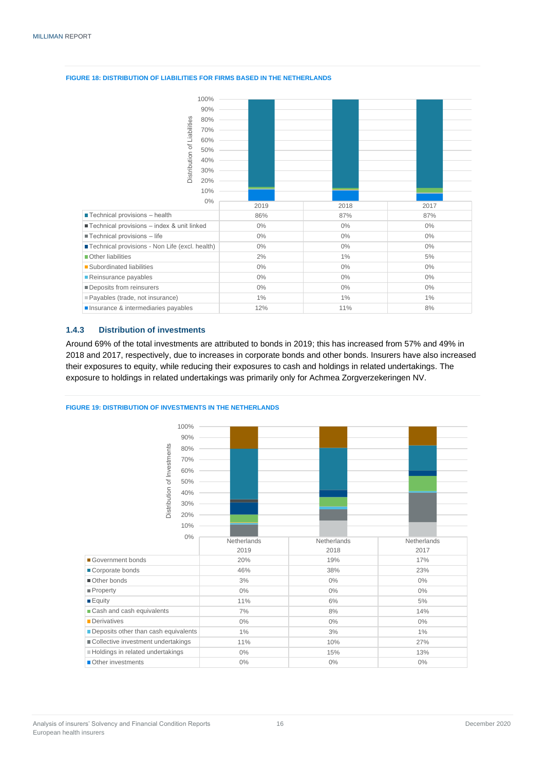**FIGURE 18: DISTRIBUTION OF LIABILITIES FOR FIRMS BASED IN THE NETHERLANDS**

| | 2019 | 2018 | 2017 |
|---|---|---|---|
| Technical provisions – health | 86% | 87% | 87% |
| Technical provisions – index & unit linked | 0% | 0% | 0% |
| Technical provisions – life | 0% | 0% | 0% |
| Technical provisions - Non Life (excl. health) | 0% | 0% | 0% |
| Other liabilities | 2% | 1% | 5% |
| Subordinated liabilities | 0% | 0% | 0% |
| Reinsurance payables | 0% | 0% | 0% |
| Deposits from reinsurers | 0% | 0% | 0% |
| Payables (trade, not insurance) | 1% | 1% | 1% |
| Insurance & intermediaries payables | 12% | 11% | 8% |

### 1.4.3 Distribution of investments

Around 69% of the total investments are attributed to bonds in 2019; this has increased from 57% and 49% in 2018 and 2017, respectively, due to increases in corporate bonds and other bonds. Insurers have also increased their exposures to equity, while reducing their exposures to cash and holdings in related undertakings. The exposure to holdings in related undertakings was primarily only for Achmea Zorgverzekeringen NV.

**FIGURE 19: DISTRIBUTION OF INVESTMENTS IN THE NETHERLANDS**

| | Netherlands 2019 | Netherlands 2018 | Netherlands 2017 |
|---|---|---|---|
| Government bonds | 20% | 19% | 17% |
| Corporate bonds | 46% | 38% | 23% |
| Other bonds | 3% | 0% | 0% |
| Property | 0% | 0% | 0% |
| Equity | 11% | 6% | 5% |
| Cash and cash equivalents | 7% | 8% | 14% |
| Derivatives | 0% | 0% | 0% |
| Deposits other than cash equivalents | 1% | 3% | 1% |
| Collective investment undertakings | 11% | 10% | 27% |
| Holdings in related undertakings | 0% | 15% | 13% |
| Other investments | 0% | 0% | 0% |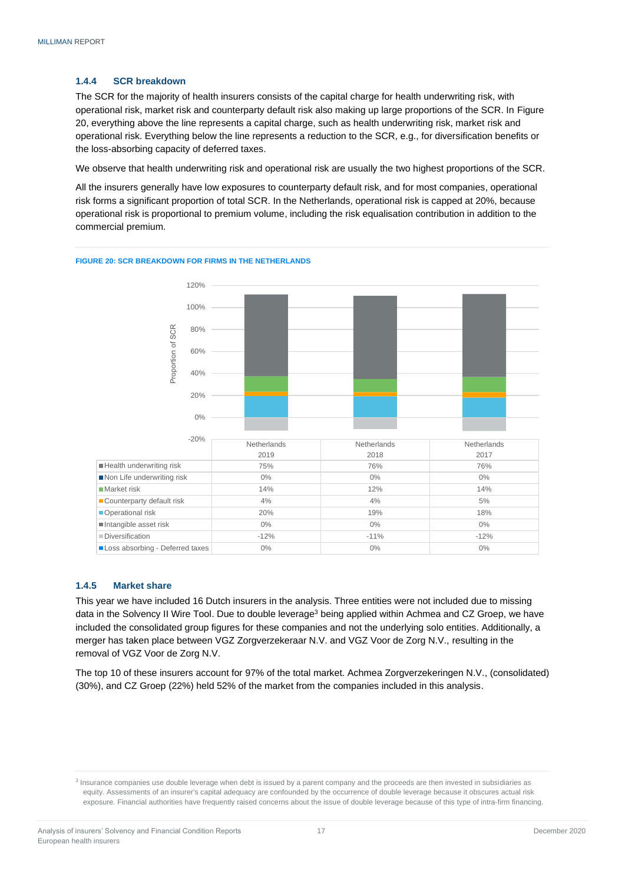### 1.4.4 SCR breakdown

The SCR for the majority of health insurers consists of the capital charge for health underwriting risk, with operational risk, market risk and counterparty default risk also making up large proportions of the SCR. In Figure 20, everything above the line represents a capital charge, such as health underwriting risk, market risk and operational risk. Everything below the line represents a reduction to the SCR, e.g., for diversification benefits or the loss-absorbing capacity of deferred taxes.

We observe that health underwriting risk and operational risk are usually the two highest proportions of the SCR.

All the insurers generally have low exposures to counterparty default risk, and for most companies, operational risk forms a significant proportion of total SCR. In the Netherlands, operational risk is capped at 20%, because operational risk is proportional to premium volume, including the risk equalisation contribution in addition to the commercial premium.

**FIGURE 20: SCR BREAKDOWN FOR FIRMS IN THE NETHERLANDS**

| | Netherlands 2019 | Netherlands 2018 | Netherlands 2017 |
|---|---|---|---|
| Health underwriting risk | 75% | 76% | 76% |
| Non Life underwriting risk | 0% | 0% | 0% |
| Market risk | 14% | 12% | 14% |
| Counterparty default risk | 4% | 4% | 5% |
| Operational risk | 20% | 19% | 18% |
| Intangible asset risk | 0% | 0% | 0% |
| Diversification | -12% | -11% | -12% |
| Loss absorbing - Deferred taxes | 0% | 0% | 0% |

### 1.4.5 Market share

This year we have included 16 Dutch insurers in the analysis. Three entities were not included due to missing data in the Solvency II Wire Tool. Due to double leverage[3] being applied within Achmea and CZ Groep, we have included the consolidated group figures for these companies and not the underlying solo entities. Additionally, a merger has taken place between VGZ Zorgverzekeraar N.V. and VGZ Voor de Zorg N.V., resulting in the removal of VGZ Voor de Zorg N.V.

The top 10 of these insurers account for 97% of the total market. Achmea Zorgverzekeringen N.V., (consolidated) (30%), and CZ Groep (22%) held 52% of the market from the companies included in this analysis.

[3] Insurance companies use double leverage when debt is issued by a parent company and the proceeds are then invested in subsidiaries as equity. Assessments of an insurer's capital adequacy are confounded by the occurrence of double leverage because it obscures actual risk exposure. Financial authorities have frequently raised concerns about the issue of double leverage because of this type of intra-firm financing.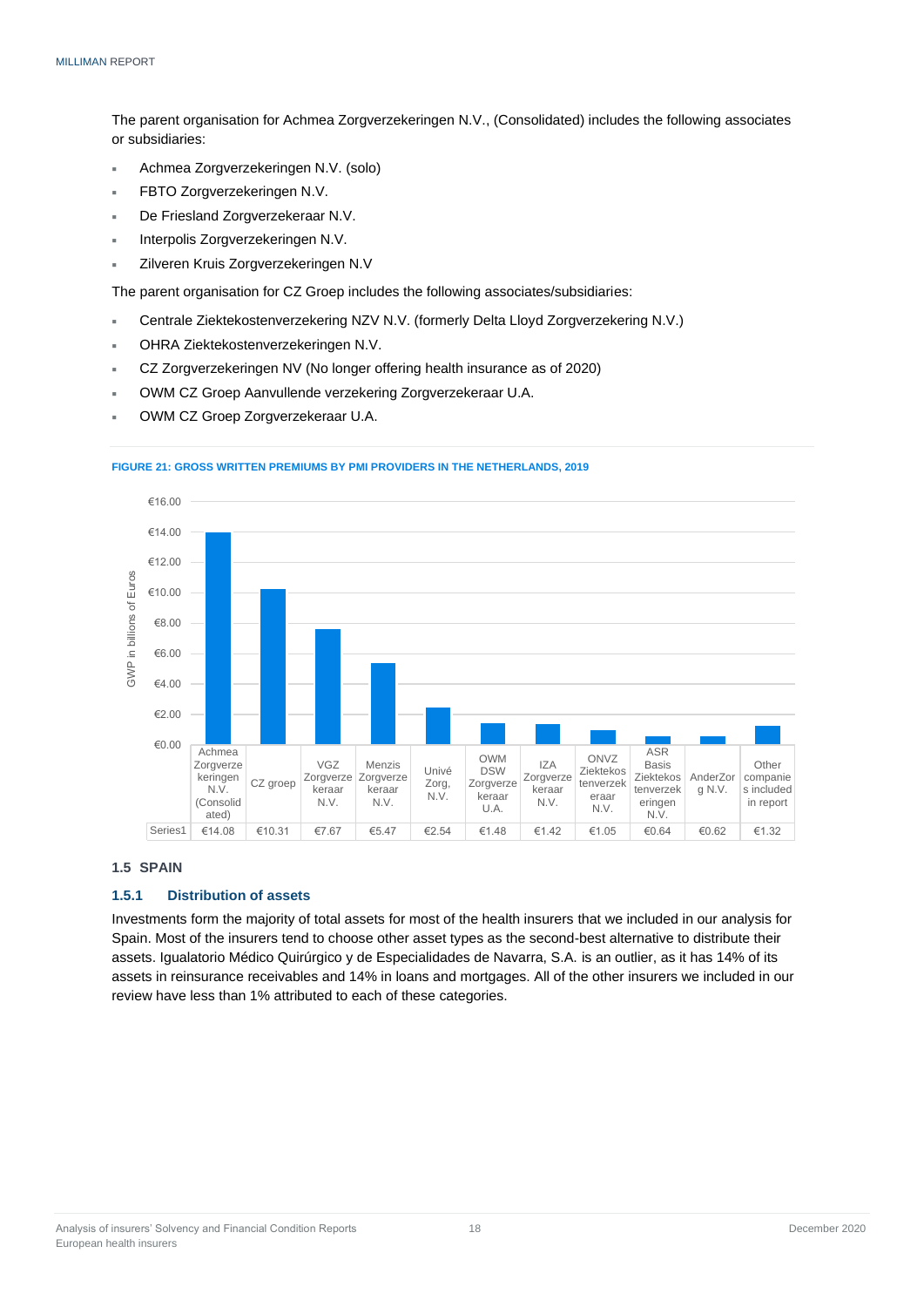The parent organisation for Achmea Zorgverzekeringen N.V., (Consolidated) includes the following associates or subsidiaries:

- Achmea Zorgverzekeringen N.V. (solo)
- FBTO Zorgverzekeringen N.V.
- De Friesland Zorgverzekeraar N.V.
- Interpolis Zorgverzekeringen N.V.
- Zilveren Kruis Zorgverzekeringen N.V

The parent organisation for CZ Groep includes the following associates/subsidiaries:

- Centrale Ziektekostenverzekering NZV N.V. (formerly Delta Lloyd Zorgverzekering N.V.)
- OHRA Ziektekostenverzekeringen N.V.
- CZ Zorgverzekeringen NV (No longer offering health insurance as of 2020)
- OWM CZ Groep Aanvullende verzekering Zorgverzekeraar U.A.
- OWM CZ Groep Zorgverzekeraar U.A.

**FIGURE 21: GROSS WRITTEN PREMIUMS BY PMI PROVIDERS IN THE NETHERLANDS, 2019**

| | Achmea Zorgverzekeringen N.V. (Consolidated) | CZ groep | VGZ Zorgverzekeraar N.V. | Menzis Zorgverzekeraar N.V. | Univé Zorg, N.V. | OWM DSW Zorgverzekeraar U.A. | IZA Zorgverzekeraar N.V. | ONVZ Ziektekostenverzekeraar N.V. | ASR Basis Ziektekostenverzekeringen N.V. | AnderZorg N.V. | Other companies included in report |
|---|---|---|---|---|---|---|---|---|---|---|---|
| Series1 | €14.08 | €10.31 | €7.67 | €5.47 | €2.54 | €1.48 | €1.42 | €1.05 | €0.64 | €0.62 | €1.32 |

GWP in billions of Euros

## 1.5 SPAIN

### 1.5.1 Distribution of assets

Investments form the majority of total assets for most of the health insurers that we included in our analysis for Spain. Most of the insurers tend to choose other asset types as the second-best alternative to distribute their assets. Igualatorio Médico Quirúrgico y de Especialidades de Navarra, S.A. is an outlier, as it has 14% of its assets in reinsurance receivables and 14% in loans and mortgages. All of the other insurers we included in our review have less than 1% attributed to each of these categories.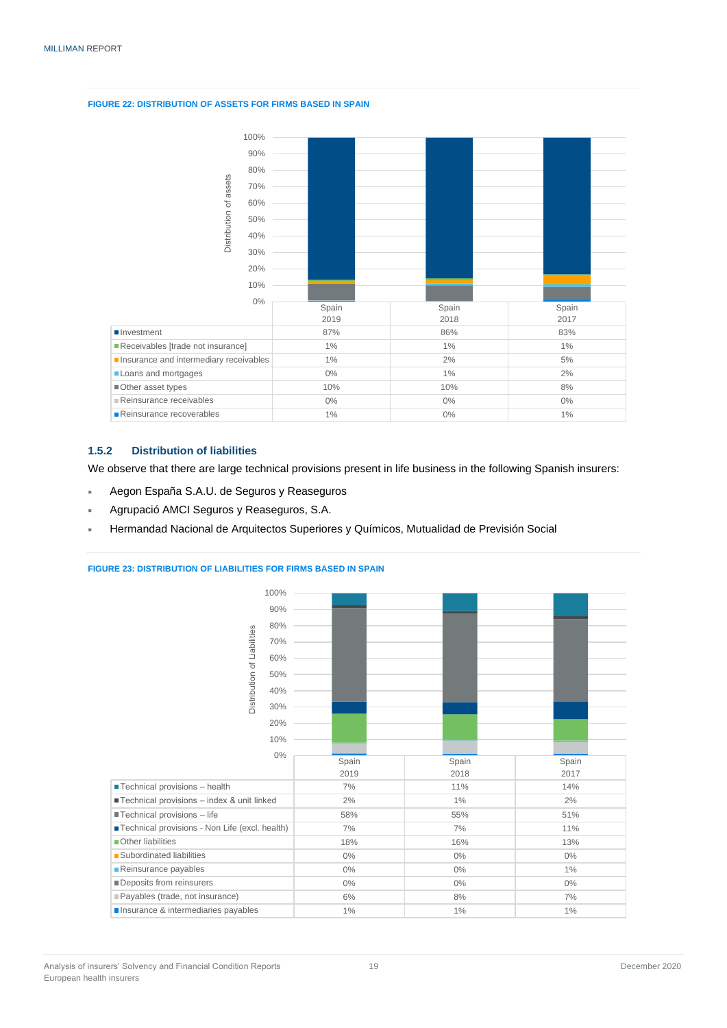**FIGURE 22: DISTRIBUTION OF ASSETS FOR FIRMS BASED IN SPAIN**

| | Spain 2019 | Spain 2018 | Spain 2017 |
|---|---|---|---|
| Investment | 87% | 86% | 83% |
| Receivables [trade not insurance] | 1% | 1% | 1% |
| Insurance and intermediary receivables | 1% | 2% | 5% |
| Loans and mortgages | 0% | 1% | 2% |
| Other asset types | 10% | 10% | 8% |
| Reinsurance receivables | 0% | 0% | 0% |
| Reinsurance recoverables | 1% | 0% | 1% |

### 1.5.2 Distribution of liabilities

We observe that there are large technical provisions present in life business in the following Spanish insurers:

- Aegon España S.A.U. de Seguros y Reaseguros
- Agrupació AMCI Seguros y Reaseguros, S.A.
- Hermandad Nacional de Arquitectos Superiores y Químicos, Mutualidad de Previsión Social

**FIGURE 23: DISTRIBUTION OF LIABILITIES FOR FIRMS BASED IN SPAIN**

| | Spain 2019 | Spain 2018 | Spain 2017 |
|---|---|---|---|
| Technical provisions – health | 7% | 11% | 14% |
| Technical provisions – index & unit linked | 2% | 1% | 2% |
| Technical provisions – life | 58% | 55% | 51% |
| Technical provisions - Non Life (excl. health) | 7% | 7% | 11% |
| Other liabilities | 18% | 16% | 13% |
| Subordinated liabilities | 0% | 0% | 0% |
| Reinsurance payables | 0% | 0% | 1% |
| Deposits from reinsurers | 0% | 0% | 0% |
| Payables (trade, not insurance) | 6% | 8% | 7% |
| Insurance & intermediaries payables | 1% | 1% | 1% |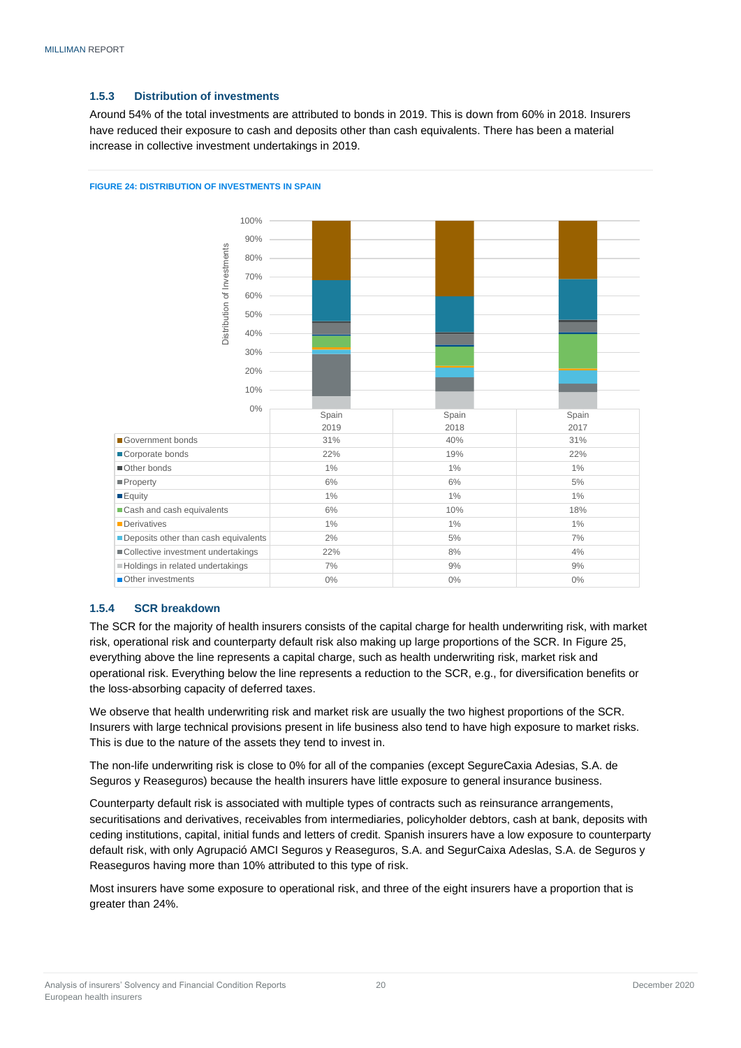### 1.5.3 Distribution of investments

Around 54% of the total investments are attributed to bonds in 2019. This is down from 60% in 2018. Insurers have reduced their exposure to cash and deposits other than cash equivalents. There has been a material increase in collective investment undertakings in 2019.

**FIGURE 24: DISTRIBUTION OF INVESTMENTS IN SPAIN**

| | Spain 2019 | Spain 2018 | Spain 2017 |
|---|---|---|---|
| Government bonds | 31% | 40% | 31% |
| Corporate bonds | 22% | 19% | 22% |
| Other bonds | 1% | 1% | 1% |
| Property | 6% | 6% | 5% |
| Equity | 1% | 1% | 1% |
| Cash and cash equivalents | 6% | 10% | 18% |
| Derivatives | 1% | 1% | 1% |
| Deposits other than cash equivalents | 2% | 5% | 7% |
| Collective investment undertakings | 22% | 8% | 4% |
| Holdings in related undertakings | 7% | 9% | 9% |
| Other investments | 0% | 0% | 0% |

### 1.5.4 SCR breakdown

The SCR for the majority of health insurers consists of the capital charge for health underwriting risk, with market risk, operational risk and counterparty default risk also making up large proportions of the SCR. In Figure 25, everything above the line represents a capital charge, such as health underwriting risk, market risk and operational risk. Everything below the line represents a reduction to the SCR, e.g., for diversification benefits or the loss-absorbing capacity of deferred taxes.

We observe that health underwriting risk and market risk are usually the two highest proportions of the SCR. Insurers with large technical provisions present in life business also tend to have high exposure to market risks. This is due to the nature of the assets they tend to invest in.

The non-life underwriting risk is close to 0% for all of the companies (except SegureCaxia Adesias, S.A. de Seguros y Reaseguros) because the health insurers have little exposure to general insurance business.

Counterparty default risk is associated with multiple types of contracts such as reinsurance arrangements, securitisations and derivatives, receivables from intermediaries, policyholder debtors, cash at bank, deposits with ceding institutions, capital, initial funds and letters of credit. Spanish insurers have a low exposure to counterparty default risk, with only Agrupació AMCI Seguros y Reaseguros, S.A. and SegurCaixa Adeslas, S.A. de Seguros y Reaseguros having more than 10% attributed to this type of risk.

Most insurers have some exposure to operational risk, and three of the eight insurers have a proportion that is greater than 24%.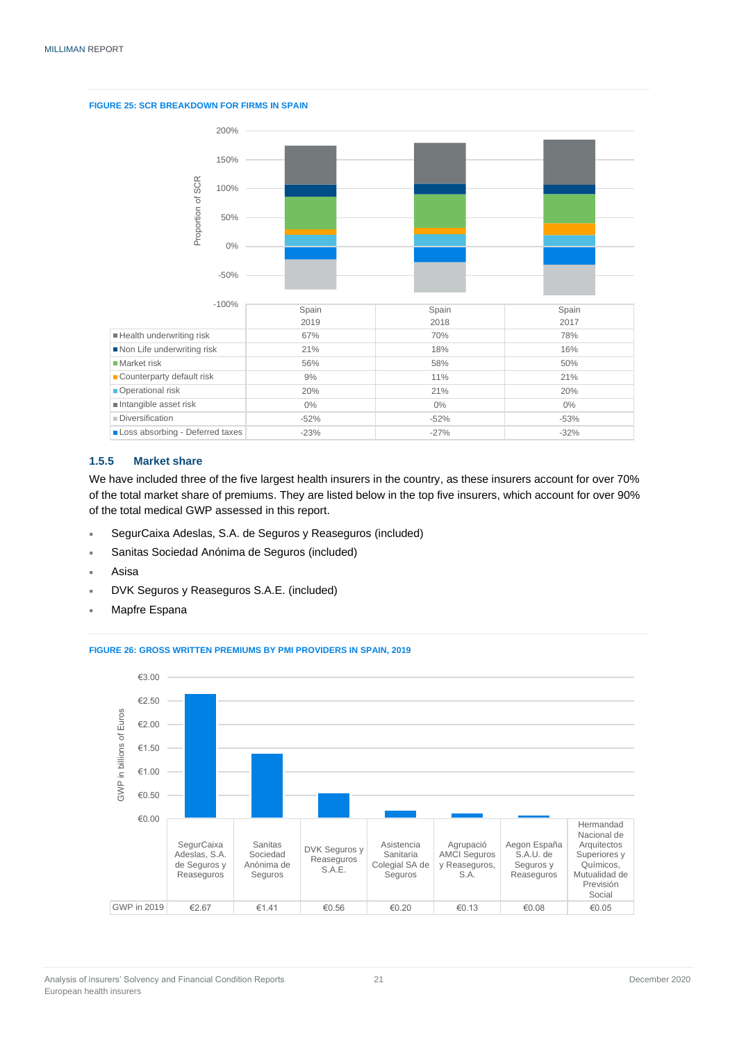**FIGURE 25: SCR BREAKDOWN FOR FIRMS IN SPAIN**

| | Spain 2019 | Spain 2018 | Spain 2017 |
|---|---|---|---|
| Health underwriting risk | 67% | 70% | 78% |
| Non Life underwriting risk | 21% | 18% | 16% |
| Market risk | 56% | 58% | 50% |
| Counterparty default risk | 9% | 11% | 21% |
| Operational risk | 20% | 21% | 20% |
| Intangible asset risk | 0% | 0% | 0% |
| Diversification | -52% | -52% | -53% |
| Loss absorbing - Deferred taxes | -23% | -27% | -32% |

### 1.5.5 Market share

We have included three of the five largest health insurers in the country, as these insurers account for over 70% of the total market share of premiums. They are listed below in the top five insurers, which account for over 90% of the total medical GWP assessed in this report.

- SegurCaixa Adeslas, S.A. de Seguros y Reaseguros (included)
- Sanitas Sociedad Anónima de Seguros (included)
- Asisa
- DVK Seguros y Reaseguros S.A.E. (included)
- Mapfre Espana

**FIGURE 26: GROSS WRITTEN PREMIUMS BY PMI PROVIDERS IN SPAIN, 2019**

| | SegurCaixa Adeslas, S.A. de Seguros y Reaseguros | Sanitas Sociedad Anónima de Seguros | DVK Seguros y Reaseguros S.A.E. | Asistencia Sanitaria Colegial SA de Seguros | Agrupació AMCI Seguros y Reaseguros, S.A. | Aegon España S.A.U. de Seguros y Reaseguros | Hermandad Nacional de Arquitectos Superiores y Químicos, Mutualidad de Previsión Social |
|---|---|---|---|---|---|---|---|
| GWP in 2019 | €2.67 | €1.41 | €0.56 | €0.20 | €0.13 | €0.08 | €0.05 |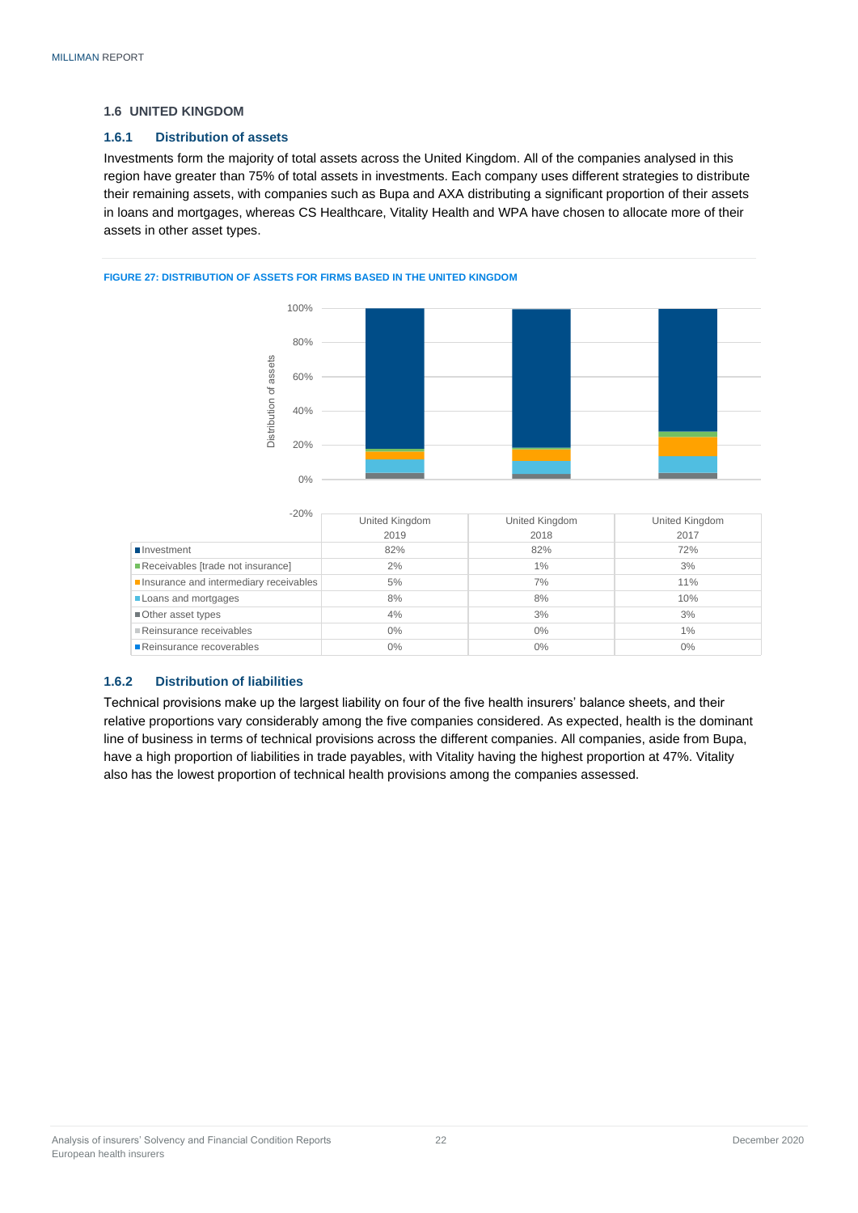## 1.6 UNITED KINGDOM

### 1.6.1 Distribution of assets

Investments form the majority of total assets across the United Kingdom. All of the companies analysed in this region have greater than 75% of total assets in investments. Each company uses different strategies to distribute their remaining assets, with companies such as Bupa and AXA distributing a significant proportion of their assets in loans and mortgages, whereas CS Healthcare, Vitality Health and WPA have chosen to allocate more of their assets in other asset types.

FIGURE 27: DISTRIBUTION OF ASSETS FOR FIRMS BASED IN THE UNITED KINGDOM

| | United Kingdom 2019 | United Kingdom 2018 | United Kingdom 2017 |
|---|---|---|---|
| Investment | 82% | 82% | 72% |
| Receivables [trade not insurance] | 2% | 1% | 3% |
| Insurance and intermediary receivables | 5% | 7% | 11% |
| Loans and mortgages | 8% | 8% | 10% |
| Other asset types | 4% | 3% | 3% |
| Reinsurance receivables | 0% | 0% | 1% |
| Reinsurance recoverables | 0% | 0% | 0% |

### 1.6.2 Distribution of liabilities

Technical provisions make up the largest liability on four of the five health insurers' balance sheets, and their relative proportions vary considerably among the five companies considered. As expected, health is the dominant line of business in terms of technical provisions across the different companies. All companies, aside from Bupa, have a high proportion of liabilities in trade payables, with Vitality having the highest proportion at 47%. Vitality also has the lowest proportion of technical health provisions among the companies assessed.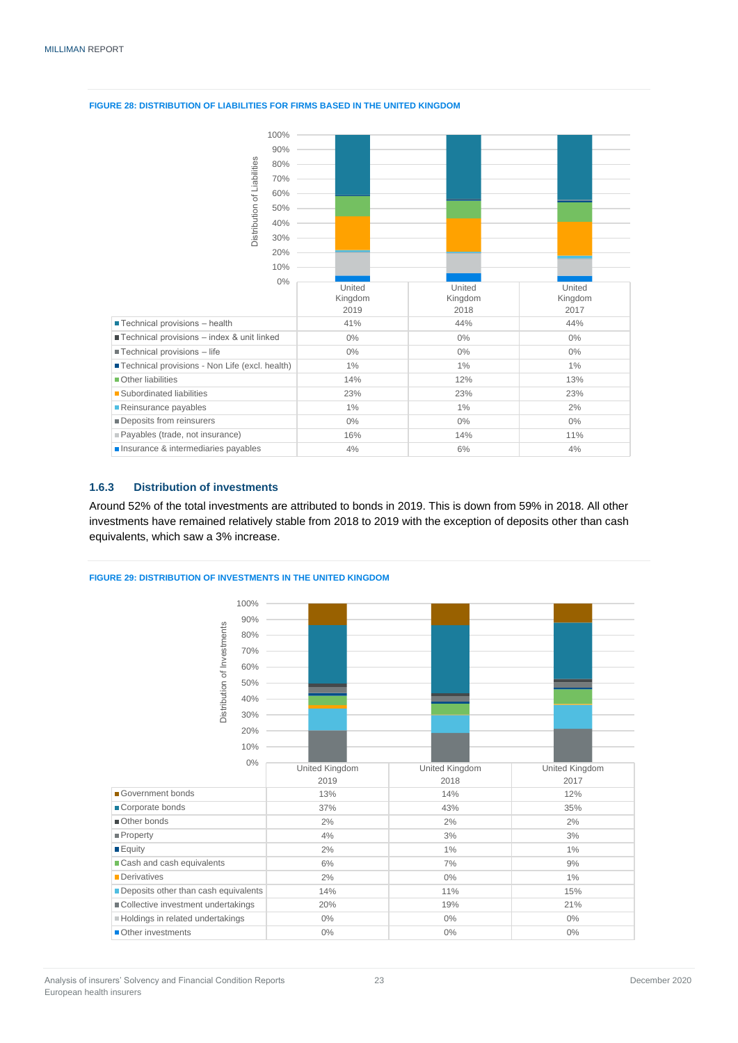**FIGURE 28: DISTRIBUTION OF LIABILITIES FOR FIRMS BASED IN THE UNITED KINGDOM**

| | United Kingdom 2019 | United Kingdom 2018 | United Kingdom 2017 |
|---|---|---|---|
| Technical provisions – health | 41% | 44% | 44% |
| Technical provisions – index & unit linked | 0% | 0% | 0% |
| Technical provisions – life | 0% | 0% | 0% |
| Technical provisions - Non Life (excl. health) | 1% | 1% | 1% |
| Other liabilities | 14% | 12% | 13% |
| Subordinated liabilities | 23% | 23% | 23% |
| Reinsurance payables | 1% | 1% | 2% |
| Deposits from reinsurers | 0% | 0% | 0% |
| Payables (trade, not insurance) | 16% | 14% | 11% |
| Insurance & intermediaries payables | 4% | 6% | 4% |

### 1.6.3 Distribution of investments

Around 52% of the total investments are attributed to bonds in 2019. This is down from 59% in 2018. All other investments have remained relatively stable from 2018 to 2019 with the exception of deposits other than cash equivalents, which saw a 3% increase.

**FIGURE 29: DISTRIBUTION OF INVESTMENTS IN THE UNITED KINGDOM**

| | United Kingdom 2019 | United Kingdom 2018 | United Kingdom 2017 |
|---|---|---|---|
| Government bonds | 13% | 14% | 12% |
| Corporate bonds | 37% | 43% | 35% |
| Other bonds | 2% | 2% | 2% |
| Property | 4% | 3% | 3% |
| Equity | 2% | 1% | 1% |
| Cash and cash equivalents | 6% | 7% | 9% |
| Derivatives | 2% | 0% | 1% |
| Deposits other than cash equivalents | 14% | 11% | 15% |
| Collective investment undertakings | 20% | 19% | 21% |
| Holdings in related undertakings | 0% | 0% | 0% |
| Other investments | 0% | 0% | 0% |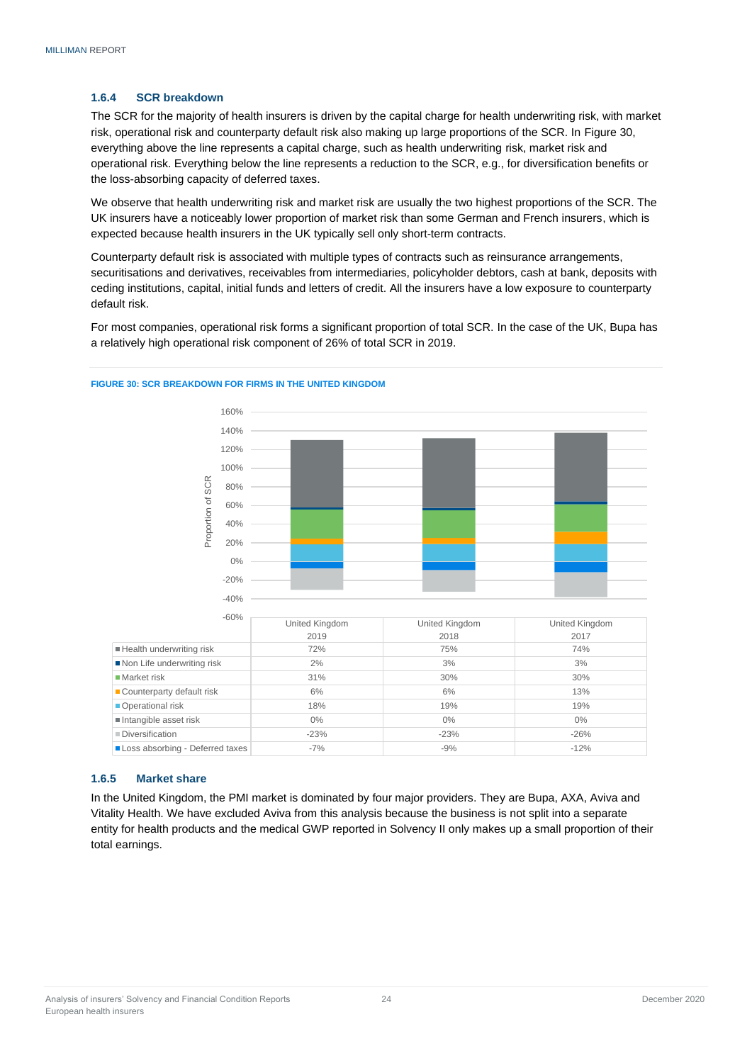### 1.6.4 SCR breakdown

The SCR for the majority of health insurers is driven by the capital charge for health underwriting risk, with market risk, operational risk and counterparty default risk also making up large proportions of the SCR. In Figure 30, everything above the line represents a capital charge, such as health underwriting risk, market risk and operational risk. Everything below the line represents a reduction to the SCR, e.g., for diversification benefits or the loss-absorbing capacity of deferred taxes.

We observe that health underwriting risk and market risk are usually the two highest proportions of the SCR. The UK insurers have a noticeably lower proportion of market risk than some German and French insurers, which is expected because health insurers in the UK typically sell only short-term contracts.

Counterparty default risk is associated with multiple types of contracts such as reinsurance arrangements, securitisations and derivatives, receivables from intermediaries, policyholder debtors, cash at bank, deposits with ceding institutions, capital, initial funds and letters of credit. All the insurers have a low exposure to counterparty default risk.

For most companies, operational risk forms a significant proportion of total SCR. In the case of the UK, Bupa has a relatively high operational risk component of 26% of total SCR in 2019.

FIGURE 30: SCR BREAKDOWN FOR FIRMS IN THE UNITED KINGDOM

| | United Kingdom 2019 | United Kingdom 2018 | United Kingdom 2017 |
|---|---|---|---|
| Health underwriting risk | 72% | 75% | 74% |
| Non Life underwriting risk | 2% | 3% | 3% |
| Market risk | 31% | 30% | 30% |
| Counterparty default risk | 6% | 6% | 13% |
| Operational risk | 18% | 19% | 19% |
| Intangible asset risk | 0% | 0% | 0% |
| Diversification | -23% | -23% | -26% |
| Loss absorbing - Deferred taxes | -7% | -9% | -12% |

### 1.6.5 Market share

In the United Kingdom, the PMI market is dominated by four major providers. They are Bupa, AXA, Aviva and Vitality Health. We have excluded Aviva from this analysis because the business is not split into a separate entity for health products and the medical GWP reported in Solvency II only makes up a small proportion of their total earnings.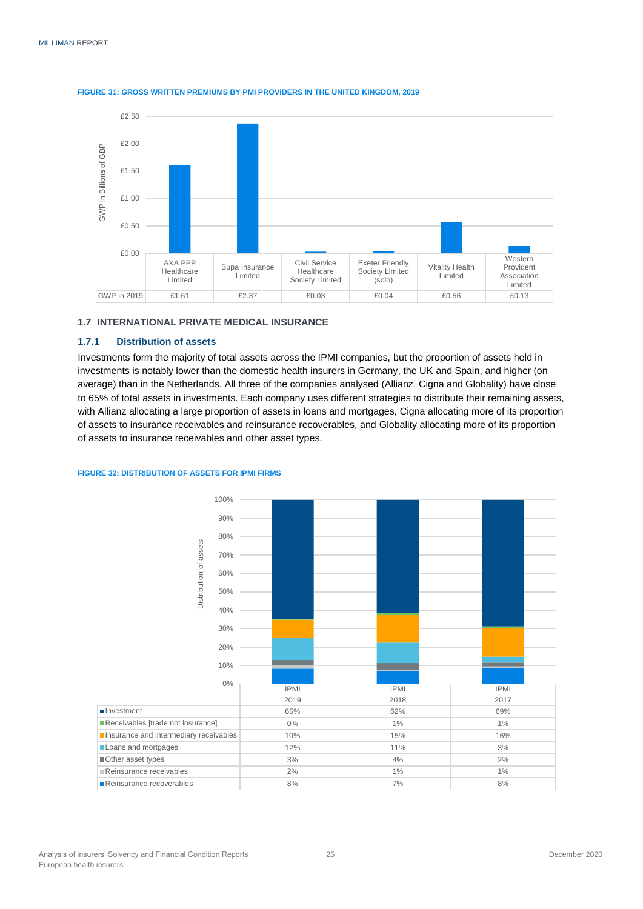FIGURE 31: GROSS WRITTEN PREMIUMS BY PMI PROVIDERS IN THE UNITED KINGDOM, 2019

| | AXA PPP Healthcare Limited | Bupa Insurance Limited | Civil Service Healthcare Society Limited | Exeter Friendly Society Limited (solo) | Vitality Health Limited | Western Provident Association Limited |
|---|---|---|---|---|---|---|
| GWP in 2019 | £1.61 | £2.37 | £0.03 | £0.04 | £0.56 | £0.13 |

## 1.7 INTERNATIONAL PRIVATE MEDICAL INSURANCE

### 1.7.1 Distribution of assets

Investments form the majority of total assets across the IPMI companies, but the proportion of assets held in investments is notably lower than the domestic health insurers in Germany, the UK and Spain, and higher (on average) than in the Netherlands. All three of the companies analysed (Allianz, Cigna and Globality) have close to 65% of total assets in investments. Each company uses different strategies to distribute their remaining assets, with Allianz allocating a large proportion of assets in loans and mortgages, Cigna allocating more of its proportion of assets to insurance receivables and reinsurance recoverables, and Globality allocating more of its proportion of assets to insurance receivables and other asset types.

FIGURE 32: DISTRIBUTION OF ASSETS FOR IPMI FIRMS

| | IPMI 2019 | IPMI 2018 | IPMI 2017 |
|---|---|---|---|
| Investment | 65% | 62% | 69% |
| Receivables [trade not insurance] | 0% | 1% | 1% |
| Insurance and intermediary receivables | 10% | 15% | 16% |
| Loans and mortgages | 12% | 11% | 3% |
| Other asset types | 3% | 4% | 2% |
| Reinsurance receivables | 2% | 1% | 1% |
| Reinsurance recoverables | 8% | 7% | 8% |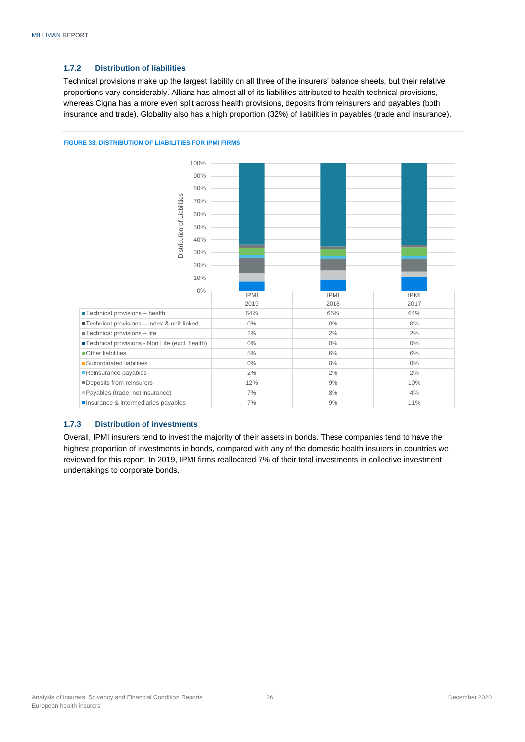### 1.7.2 Distribution of liabilities

Technical provisions make up the largest liability on all three of the insurers' balance sheets, but their relative proportions vary considerably. Allianz has almost all of its liabilities attributed to health technical provisions, whereas Cigna has a more even split across health provisions, deposits from reinsurers and payables (both insurance and trade). Globality also has a high proportion (32%) of liabilities in payables (trade and insurance).

**FIGURE 33: DISTRIBUTION OF LIABILITIES FOR IPMI FIRMS**

| | IPMI 2019 | IPMI 2018 | IPMI 2017 |
|---|---|---|---|
| Technical provisions – health | 64% | 65% | 64% |
| Technical provisions – index & unit linked | 0% | 0% | 0% |
| Technical provisions – life | 2% | 2% | 2% |
| Technical provisions - Non Life (excl. health) | 0% | 0% | 0% |
| Other liabilities | 5% | 6% | 6% |
| Subordinated liabilities | 0% | 0% | 0% |
| Reinsurance payables | 2% | 2% | 2% |
| Deposits from reinsurers | 12% | 9% | 10% |
| Payables (trade, not insurance) | 7% | 8% | 4% |
| Insurance & intermediaries payables | 7% | 9% | 11% |

### 1.7.3 Distribution of investments

Overall, IPMI insurers tend to invest the majority of their assets in bonds. These companies tend to have the highest proportion of investments in bonds, compared with any of the domestic health insurers in countries we reviewed for this report. In 2019, IPMI firms reallocated 7% of their total investments in collective investment undertakings to corporate bonds.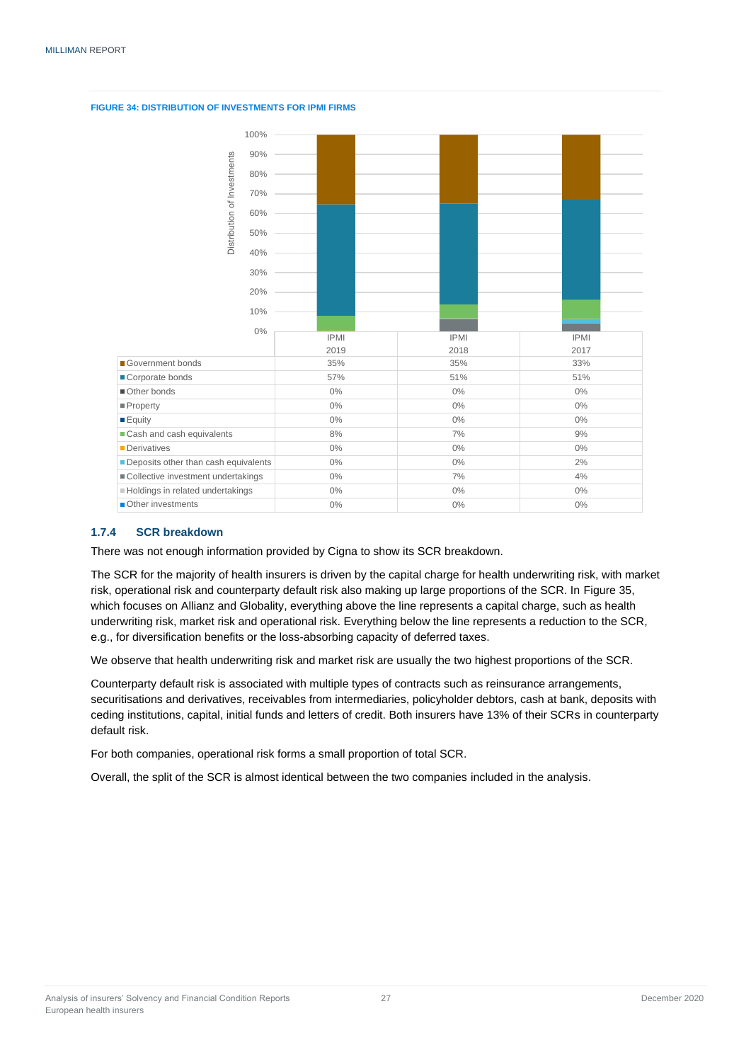**FIGURE 34: DISTRIBUTION OF INVESTMENTS FOR IPMI FIRMS**

| | IPMI 2019 | IPMI 2018 | IPMI 2017 |
|---|---|---|---|
| Government bonds | 35% | 35% | 33% |
| Corporate bonds | 57% | 51% | 51% |
| Other bonds | 0% | 0% | 0% |
| Property | 0% | 0% | 0% |
| Equity | 0% | 0% | 0% |
| Cash and cash equivalents | 8% | 7% | 9% |
| Derivatives | 0% | 0% | 0% |
| Deposits other than cash equivalents | 0% | 0% | 2% |
| Collective investment undertakings | 0% | 7% | 4% |
| Holdings in related undertakings | 0% | 0% | 0% |
| Other investments | 0% | 0% | 0% |

### 1.7.4 SCR breakdown

There was not enough information provided by Cigna to show its SCR breakdown.

The SCR for the majority of health insurers is driven by the capital charge for health underwriting risk, with market risk, operational risk and counterparty default risk also making up large proportions of the SCR. In Figure 35, which focuses on Allianz and Globality, everything above the line represents a capital charge, such as health underwriting risk, market risk and operational risk. Everything below the line represents a reduction to the SCR, e.g., for diversification benefits or the loss-absorbing capacity of deferred taxes.

We observe that health underwriting risk and market risk are usually the two highest proportions of the SCR.

Counterparty default risk is associated with multiple types of contracts such as reinsurance arrangements, securitisations and derivatives, receivables from intermediaries, policyholder debtors, cash at bank, deposits with ceding institutions, capital, initial funds and letters of credit. Both insurers have 13% of their SCRs in counterparty default risk.

For both companies, operational risk forms a small proportion of total SCR.

Overall, the split of the SCR is almost identical between the two companies included in the analysis.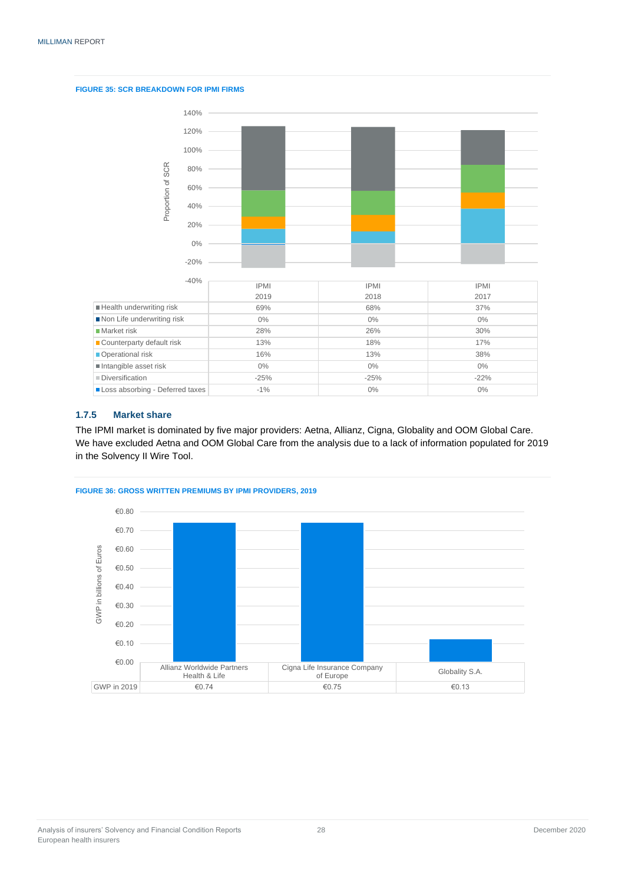**FIGURE 35: SCR BREAKDOWN FOR IPMI FIRMS**

| | IPMI 2019 | IPMI 2018 | IPMI 2017 |
|---|---|---|---|
| Health underwriting risk | 69% | 68% | 37% |
| Non Life underwriting risk | 0% | 0% | 0% |
| Market risk | 28% | 26% | 30% |
| Counterparty default risk | 13% | 18% | 17% |
| Operational risk | 16% | 13% | 38% |
| Intangible asset risk | 0% | 0% | 0% |
| Diversification | -25% | -25% | -22% |
| Loss absorbing - Deferred taxes | -1% | 0% | 0% |

### 1.7.5 Market share

The IPMI market is dominated by five major providers: Aetna, Allianz, Cigna, Globality and OOM Global Care. We have excluded Aetna and OOM Global Care from the analysis due to a lack of information populated for 2019 in the Solvency II Wire Tool.

**FIGURE 36: GROSS WRITTEN PREMIUMS BY IPMI PROVIDERS, 2019**

| | Allianz Worldwide Partners Health & Life | Cigna Life Insurance Company of Europe | Globality S.A. |
|---|---|---|---|
| GWP in 2019 | €0.74 | €0.75 | €0.13 |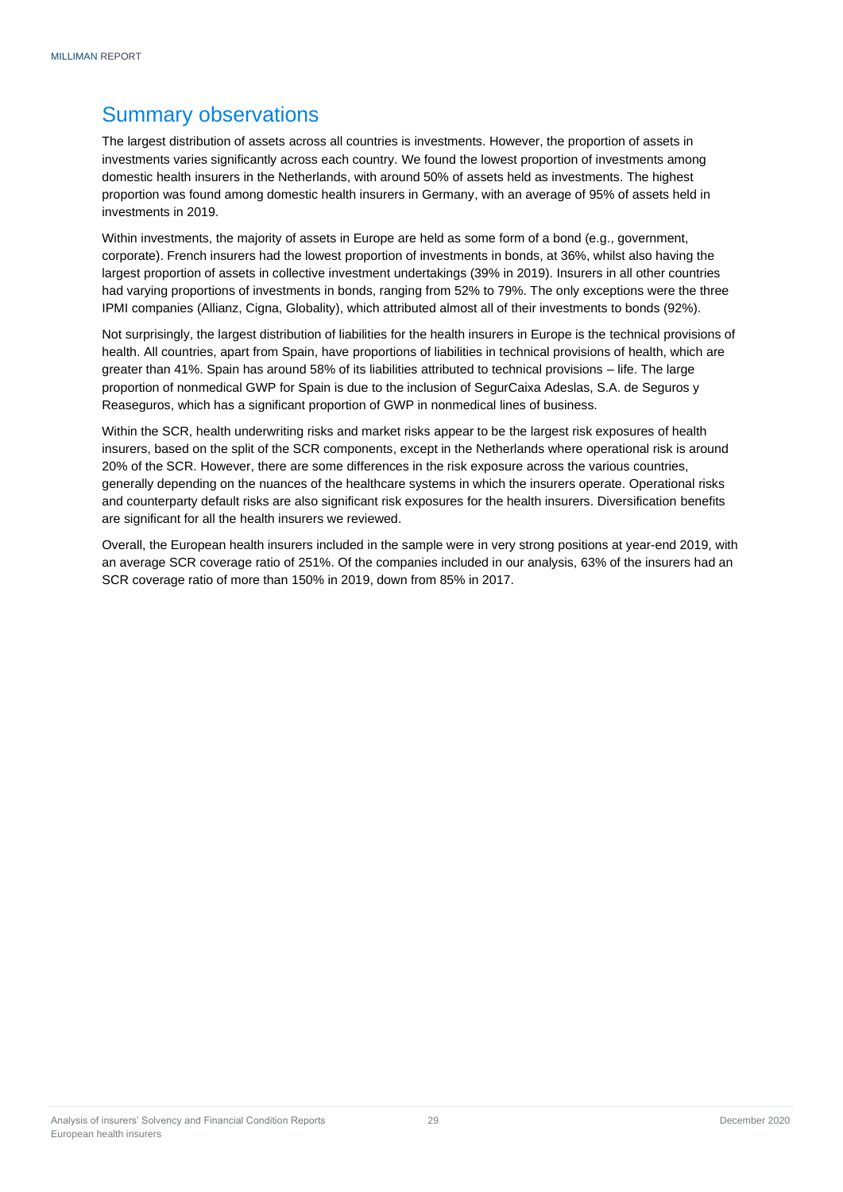## Summary observations

The largest distribution of assets across all countries is investments. However, the proportion of assets in investments varies significantly across each country. We found the lowest proportion of investments among domestic health insurers in the Netherlands, with around 50% of assets held as investments. The highest proportion was found among domestic health insurers in Germany, with an average of 95% of assets held in investments in 2019.

Within investments, the majority of assets in Europe are held as some form of a bond (e.g., government, corporate). French insurers had the lowest proportion of investments in bonds, at 36%, whilst also having the largest proportion of assets in collective investment undertakings (39% in 2019). Insurers in all other countries had varying proportions of investments in bonds, ranging from 52% to 79%. The only exceptions were the three IPMI companies (Allianz, Cigna, Globality), which attributed almost all of their investments to bonds (92%).

Not surprisingly, the largest distribution of liabilities for the health insurers in Europe is the technical provisions of health. All countries, apart from Spain, have proportions of liabilities in technical provisions of health, which are greater than 41%. Spain has around 58% of its liabilities attributed to technical provisions – life. The large proportion of nonmedical GWP for Spain is due to the inclusion of SegurCaixa Adeslas, S.A. de Seguros y Reaseguros, which has a significant proportion of GWP in nonmedical lines of business.

Within the SCR, health underwriting risks and market risks appear to be the largest risk exposures of health insurers, based on the split of the SCR components, except in the Netherlands where operational risk is around 20% of the SCR. However, there are some differences in the risk exposure across the various countries, generally depending on the nuances of the healthcare systems in which the insurers operate. Operational risks and counterparty default risks are also significant risk exposures for the health insurers. Diversification benefits are significant for all the health insurers we reviewed.

Overall, the European health insurers included in the sample were in very strong positions at year-end 2019, with an average SCR coverage ratio of 251%. Of the companies included in our analysis, 63% of the insurers had an SCR coverage ratio of more than 150% in 2019, down from 85% in 2017.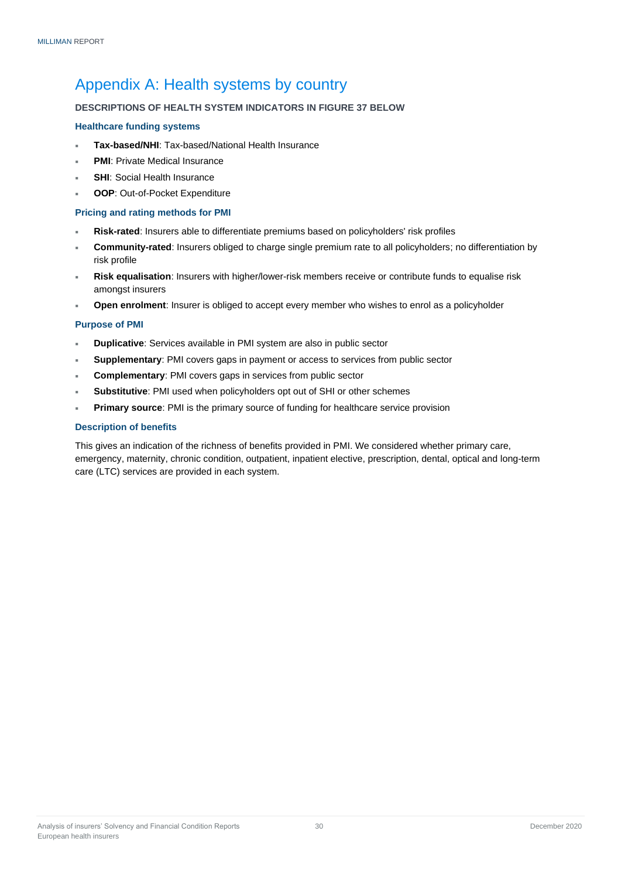# Appendix A: Health systems by country

**DESCRIPTIONS OF HEALTH SYSTEM INDICATORS IN FIGURE 37 BELOW**

### Healthcare funding systems

- **Tax-based/NHI**: Tax-based/National Health Insurance
- **PMI**: Private Medical Insurance
- **SHI**: Social Health Insurance
- **OOP**: Out-of-Pocket Expenditure

### Pricing and rating methods for PMI

- **Risk-rated**: Insurers able to differentiate premiums based on policyholders' risk profiles
- **Community-rated**: Insurers obliged to charge single premium rate to all policyholders; no differentiation by risk profile
- **Risk equalisation**: Insurers with higher/lower-risk members receive or contribute funds to equalise risk amongst insurers
- **Open enrolment**: Insurer is obliged to accept every member who wishes to enrol as a policyholder

### Purpose of PMI

- **Duplicative**: Services available in PMI system are also in public sector
- **Supplementary**: PMI covers gaps in payment or access to services from public sector
- **Complementary**: PMI covers gaps in services from public sector
- **Substitutive**: PMI used when policyholders opt out of SHI or other schemes
- **Primary source**: PMI is the primary source of funding for healthcare service provision

### Description of benefits

This gives an indication of the richness of benefits provided in PMI. We considered whether primary care, emergency, maternity, chronic condition, outpatient, inpatient elective, prescription, dental, optical and long-term care (LTC) services are provided in each system.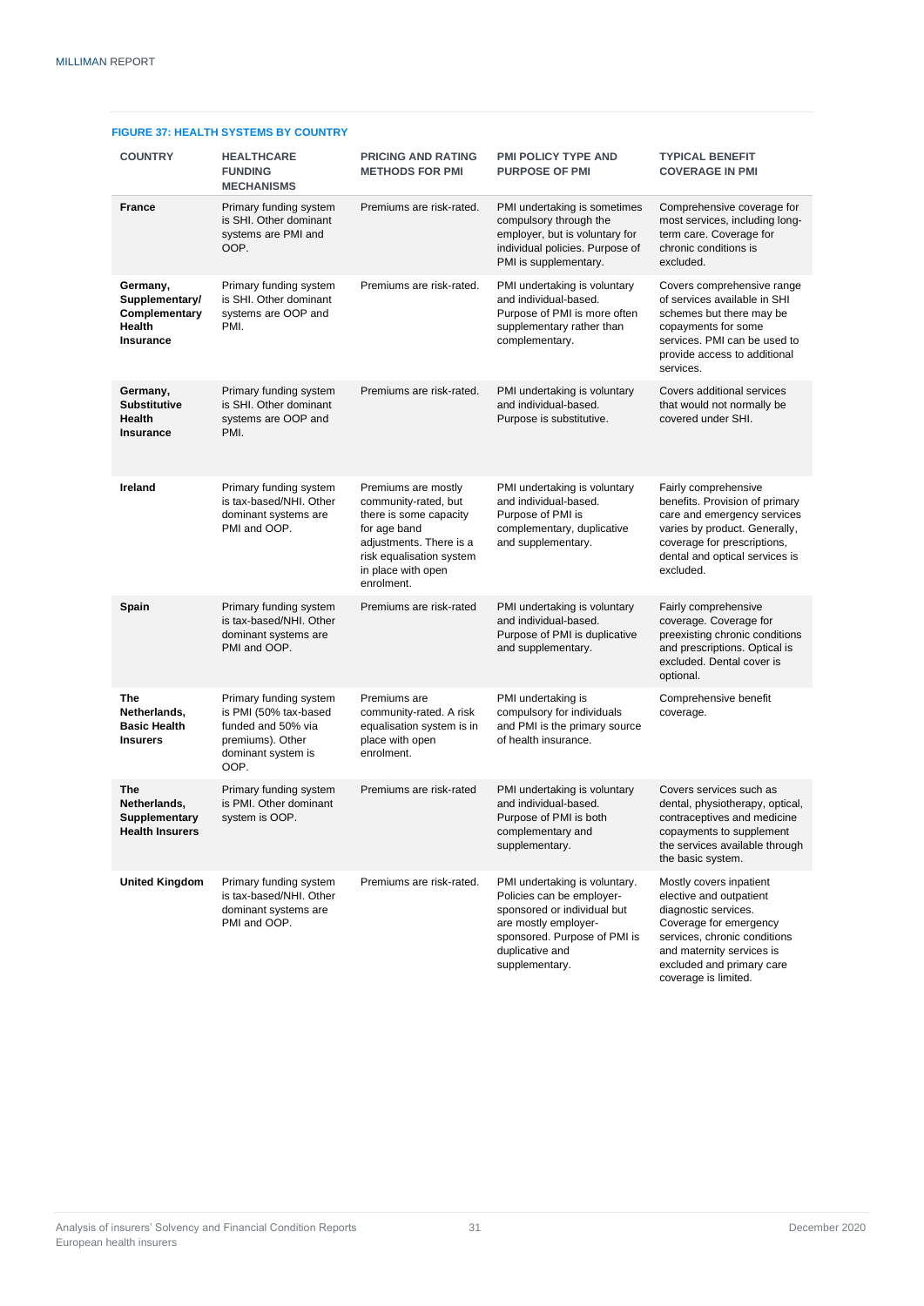**FIGURE 37: HEALTH SYSTEMS BY COUNTRY**

| COUNTRY | HEALTHCARE FUNDING MECHANISMS | PRICING AND RATING METHODS FOR PMI | PMI POLICY TYPE AND PURPOSE OF PMI | TYPICAL BENEFIT COVERAGE IN PMI |
|---|---|---|---|---|
| **France** | Primary funding system is SHI. Other dominant systems are PMI and OOP. | Premiums are risk-rated. | PMI undertaking is sometimes compulsory through the employer, but is voluntary for individual policies. Purpose of PMI is supplementary. | Comprehensive coverage for most services, including long-term care. Coverage for chronic conditions is excluded. |
| **Germany, Supplementary/ Complementary Health Insurance** | Primary funding system is SHI. Other dominant systems are OOP and PMI. | Premiums are risk-rated. | PMI undertaking is voluntary and individual-based. Purpose of PMI is more often supplementary rather than complementary. | Covers comprehensive range of services available in SHI schemes but there may be copayments for some services. PMI can be used to provide access to additional services. |
| **Germany, Substitutive Health Insurance** | Primary funding system is SHI. Other dominant systems are OOP and PMI. | Premiums are risk-rated. | PMI undertaking is voluntary and individual-based. Purpose is substitutive. | Covers additional services that would not normally be covered under SHI. |
| **Ireland** | Primary funding system is tax-based/NHI. Other dominant systems are PMI and OOP. | Premiums are mostly community-rated, but there is some capacity for age band adjustments. There is a risk equalisation system in place with open enrolment. | PMI undertaking is voluntary and individual-based. Purpose of PMI is complementary, duplicative and supplementary. | Fairly comprehensive benefits. Provision of primary care and emergency services varies by product. Generally, coverage for prescriptions, dental and optical services is excluded. |
| **Spain** | Primary funding system is tax-based/NHI. Other dominant systems are PMI and OOP. | Premiums are risk-rated | PMI undertaking is voluntary and individual-based. Purpose of PMI is duplicative and supplementary. | Fairly comprehensive coverage. Coverage for preexisting chronic conditions and prescriptions. Optical is excluded. Dental cover is optional. |
| **The Netherlands, Basic Health Insurers** | Primary funding system is PMI (50% tax-based funded and 50% via premiums). Other dominant system is OOP. | Premiums are community-rated. A risk equalisation system is in place with open enrolment. | PMI undertaking is compulsory for individuals and PMI is the primary source of health insurance. | Comprehensive benefit coverage. |
| **The Netherlands, Supplementary Health Insurers** | Primary funding system is PMI. Other dominant system is OOP. | Premiums are risk-rated | PMI undertaking is voluntary and individual-based. Purpose of PMI is both complementary and supplementary. | Covers services such as dental, physiotherapy, optical, contraceptives and medicine copayments to supplement the services available through the basic system. |
| **United Kingdom** | Primary funding system is tax-based/NHI. Other dominant systems are PMI and OOP. | Premiums are risk-rated. | PMI undertaking is voluntary. Policies can be employer-sponsored or individual but are mostly employer-sponsored. Purpose of PMI is duplicative and supplementary. | Mostly covers inpatient elective and outpatient diagnostic services. Coverage for emergency services, chronic conditions and maternity services is excluded and primary care coverage is limited. |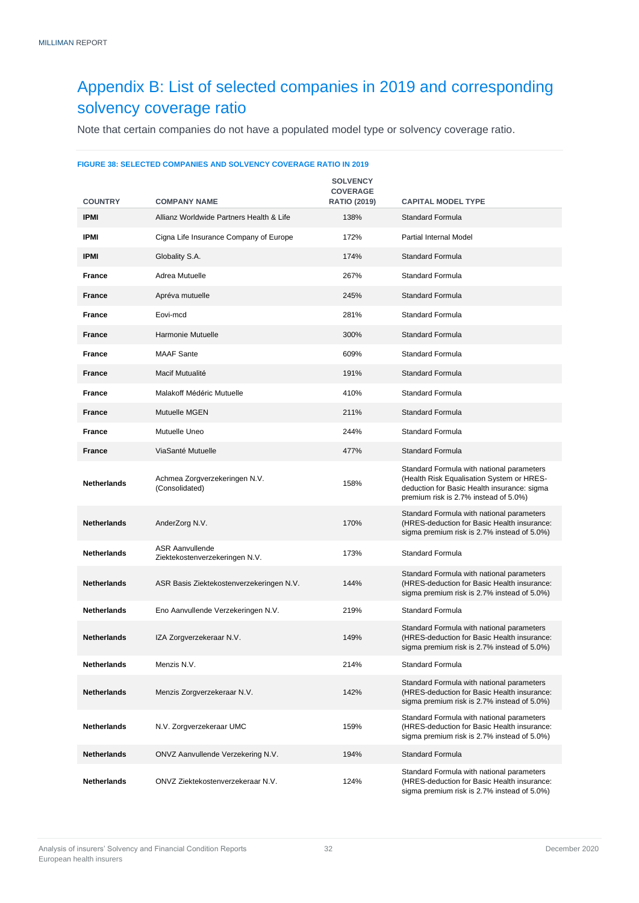# Appendix B: List of selected companies in 2019 and corresponding solvency coverage ratio

Note that certain companies do not have a populated model type or solvency coverage ratio.

**FIGURE 38: SELECTED COMPANIES AND SOLVENCY COVERAGE RATIO IN 2019**

| COUNTRY | COMPANY NAME | SOLVENCY COVERAGE RATIO (2019) | CAPITAL MODEL TYPE |
|---|---|---|---|
| **IPMI** | Allianz Worldwide Partners Health & Life | 138% | Standard Formula |
| **IPMI** | Cigna Life Insurance Company of Europe | 172% | Partial Internal Model |
| **IPMI** | Globality S.A. | 174% | Standard Formula |
| **France** | Adrea Mutuelle | 267% | Standard Formula |
| **France** | Apréva mutuelle | 245% | Standard Formula |
| **France** | Eovi-mcd | 281% | Standard Formula |
| **France** | Harmonie Mutuelle | 300% | Standard Formula |
| **France** | MAAF Sante | 609% | Standard Formula |
| **France** | Macif Mutualité | 191% | Standard Formula |
| **France** | Malakoff Médéric Mutuelle | 410% | Standard Formula |
| **France** | Mutuelle MGEN | 211% | Standard Formula |
| **France** | Mutuelle Uneo | 244% | Standard Formula |
| **France** | ViaSanté Mutuelle | 477% | Standard Formula |
| **Netherlands** | Achmea Zorgverzekeringen N.V. (Consolidated) | 158% | Standard Formula with national parameters (Health Risk Equalisation System or HRES-deduction for Basic Health insurance: sigma premium risk is 2.7% instead of 5.0%) |
| **Netherlands** | AnderZorg N.V. | 170% | Standard Formula with national parameters (HRES-deduction for Basic Health insurance: sigma premium risk is 2.7% instead of 5.0%) |
| **Netherlands** | ASR Aanvullende Ziektekostenverzekeringen N.V. | 173% | Standard Formula |
| **Netherlands** | ASR Basis Ziektekostenverzekeringen N.V. | 144% | Standard Formula with national parameters (HRES-deduction for Basic Health insurance: sigma premium risk is 2.7% instead of 5.0%) |
| **Netherlands** | Eno Aanvullende Verzekeringen N.V. | 219% | Standard Formula |
| **Netherlands** | IZA Zorgverzekeraar N.V. | 149% | Standard Formula with national parameters (HRES-deduction for Basic Health insurance: sigma premium risk is 2.7% instead of 5.0%) |
| **Netherlands** | Menzis N.V. | 214% | Standard Formula |
| **Netherlands** | Menzis Zorgverzekeraar N.V. | 142% | Standard Formula with national parameters (HRES-deduction for Basic Health insurance: sigma premium risk is 2.7% instead of 5.0%) |
| **Netherlands** | N.V. Zorgverzekeraar UMC | 159% | Standard Formula with national parameters (HRES-deduction for Basic Health insurance: sigma premium risk is 2.7% instead of 5.0%) |
| **Netherlands** | ONVZ Aanvullende Verzekering N.V. | 194% | Standard Formula |
| **Netherlands** | ONVZ Ziektekostenverzekeraar N.V. | 124% | Standard Formula with national parameters (HRES-deduction for Basic Health insurance: sigma premium risk is 2.7% instead of 5.0%) |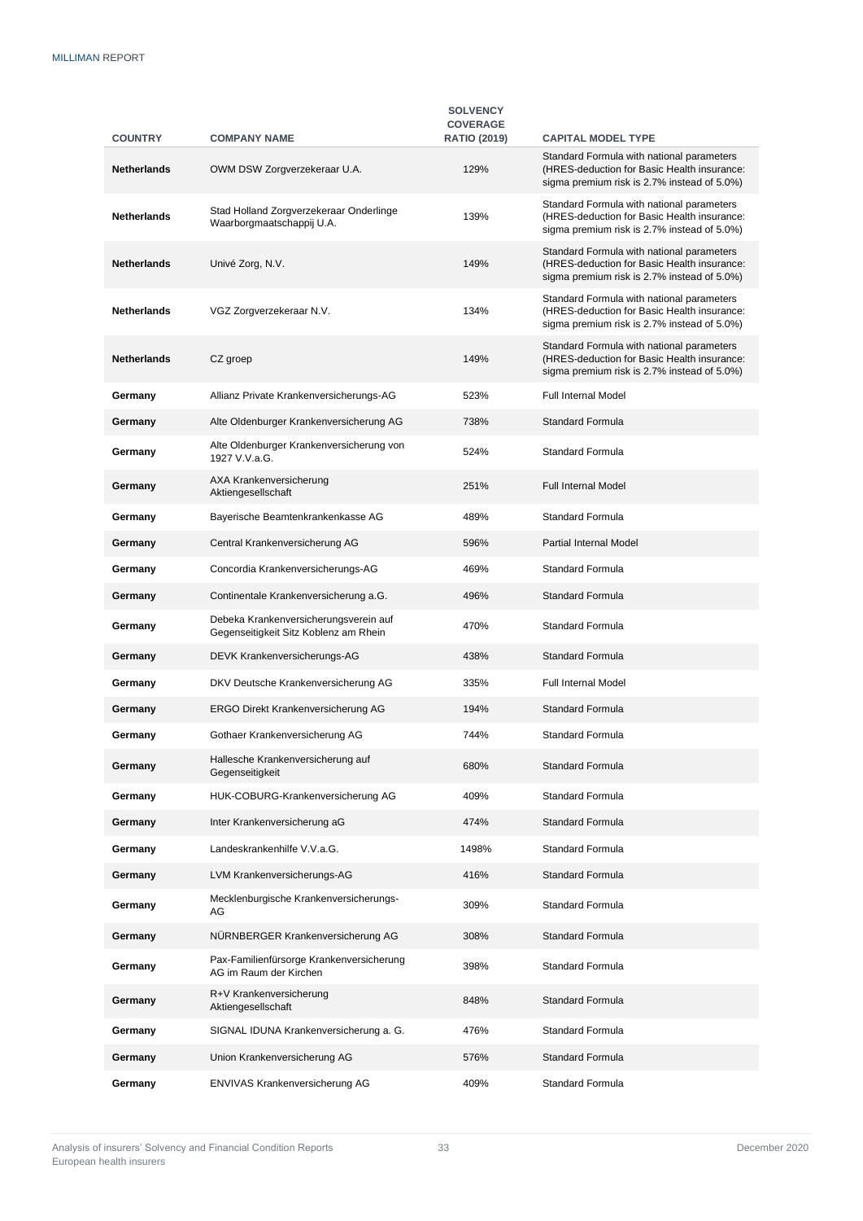| COUNTRY | COMPANY NAME | SOLVENCY COVERAGE RATIO (2019) | CAPITAL MODEL TYPE |
|---|---|---|---|
| **Netherlands** | OWM DSW Zorgverzekeraar U.A. | 129% | Standard Formula with national parameters (HRES-deduction for Basic Health insurance: sigma premium risk is 2.7% instead of 5.0%) |
| **Netherlands** | Stad Holland Zorgverzekeraar Onderlinge Waarborgmaatschappij U.A. | 139% | Standard Formula with national parameters (HRES-deduction for Basic Health insurance: sigma premium risk is 2.7% instead of 5.0%) |
| **Netherlands** | Univé Zorg, N.V. | 149% | Standard Formula with national parameters (HRES-deduction for Basic Health insurance: sigma premium risk is 2.7% instead of 5.0%) |
| **Netherlands** | VGZ Zorgverzekeraar N.V. | 134% | Standard Formula with national parameters (HRES-deduction for Basic Health insurance: sigma premium risk is 2.7% instead of 5.0%) |
| **Netherlands** | CZ groep | 149% | Standard Formula with national parameters (HRES-deduction for Basic Health insurance: sigma premium risk is 2.7% instead of 5.0%) |
| **Germany** | Allianz Private Krankenversicherungs-AG | 523% | Full Internal Model |
| **Germany** | Alte Oldenburger Krankenversicherung AG | 738% | Standard Formula |
| **Germany** | Alte Oldenburger Krankenversicherung von 1927 V.V.a.G. | 524% | Standard Formula |
| **Germany** | AXA Krankenversicherung Aktiengesellschaft | 251% | Full Internal Model |
| **Germany** | Bayerische Beamtenkrankenkasse AG | 489% | Standard Formula |
| **Germany** | Central Krankenversicherung AG | 596% | Partial Internal Model |
| **Germany** | Concordia Krankenversicherungs-AG | 469% | Standard Formula |
| **Germany** | Continentale Krankenversicherung a.G. | 496% | Standard Formula |
| **Germany** | Debeka Krankenversicherungsverein auf Gegenseitigkeit Sitz Koblenz am Rhein | 470% | Standard Formula |
| **Germany** | DEVK Krankenversicherungs-AG | 438% | Standard Formula |
| **Germany** | DKV Deutsche Krankenversicherung AG | 335% | Full Internal Model |
| **Germany** | ERGO Direkt Krankenversicherung AG | 194% | Standard Formula |
| **Germany** | Gothaer Krankenversicherung AG | 744% | Standard Formula |
| **Germany** | Hallesche Krankenversicherung auf Gegenseitigkeit | 680% | Standard Formula |
| **Germany** | HUK-COBURG-Krankenversicherung AG | 409% | Standard Formula |
| **Germany** | Inter Krankenversicherung aG | 474% | Standard Formula |
| **Germany** | Landeskrankenhilfe V.V.a.G. | 1498% | Standard Formula |
| **Germany** | LVM Krankenversicherungs-AG | 416% | Standard Formula |
| **Germany** | Mecklenburgische Krankenversicherungs-AG | 309% | Standard Formula |
| **Germany** | NÜRNBERGER Krankenversicherung AG | 308% | Standard Formula |
| **Germany** | Pax-Familienfürsorge Krankenversicherung AG im Raum der Kirchen | 398% | Standard Formula |
| **Germany** | R+V Krankenversicherung Aktiengesellschaft | 848% | Standard Formula |
| **Germany** | SIGNAL IDUNA Krankenversicherung a. G. | 476% | Standard Formula |
| **Germany** | Union Krankenversicherung AG | 576% | Standard Formula |
| **Germany** | ENVIVAS Krankenversicherung AG | 409% | Standard Formula |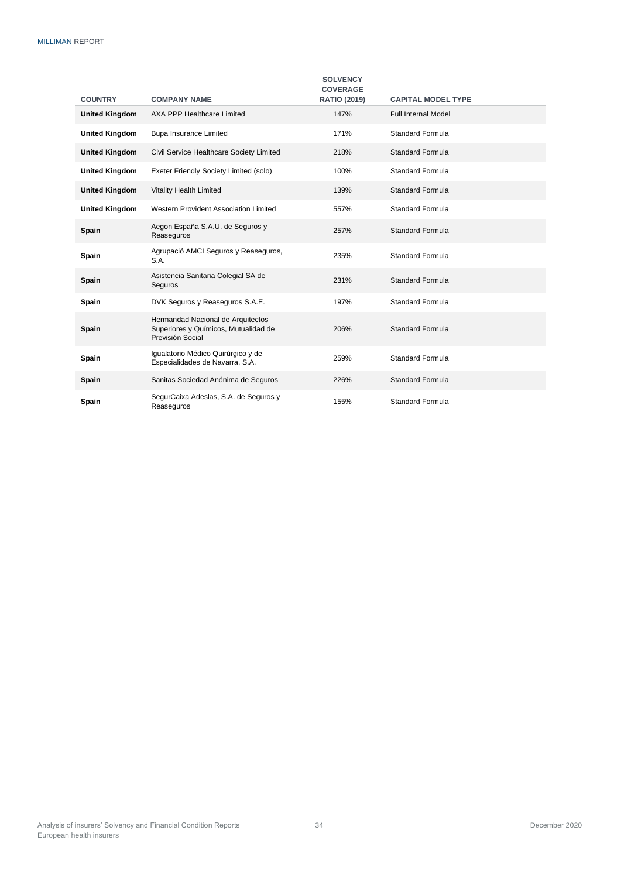| COUNTRY | COMPANY NAME | SOLVENCY COVERAGE RATIO (2019) | CAPITAL MODEL TYPE |
|---|---|---|---|
| **United Kingdom** | AXA PPP Healthcare Limited | 147% | Full Internal Model |
| **United Kingdom** | Bupa Insurance Limited | 171% | Standard Formula |
| **United Kingdom** | Civil Service Healthcare Society Limited | 218% | Standard Formula |
| **United Kingdom** | Exeter Friendly Society Limited (solo) | 100% | Standard Formula |
| **United Kingdom** | Vitality Health Limited | 139% | Standard Formula |
| **United Kingdom** | Western Provident Association Limited | 557% | Standard Formula |
| **Spain** | Aegon España S.A.U. de Seguros y Reaseguros | 257% | Standard Formula |
| **Spain** | Agrupació AMCI Seguros y Reaseguros, S.A. | 235% | Standard Formula |
| **Spain** | Asistencia Sanitaria Colegial SA de Seguros | 231% | Standard Formula |
| **Spain** | DVK Seguros y Reaseguros S.A.E. | 197% | Standard Formula |
| **Spain** | Hermandad Nacional de Arquitectos Superiores y Químicos, Mutualidad de Previsión Social | 206% | Standard Formula |
| **Spain** | Igualatorio Médico Quirúrgico y de Especialidades de Navarra, S.A. | 259% | Standard Formula |
| **Spain** | Sanitas Sociedad Anónima de Seguros | 226% | Standard Formula |
| **Spain** | SegurCaixa Adeslas, S.A. de Seguros y Reaseguros | 155% | Standard Formula |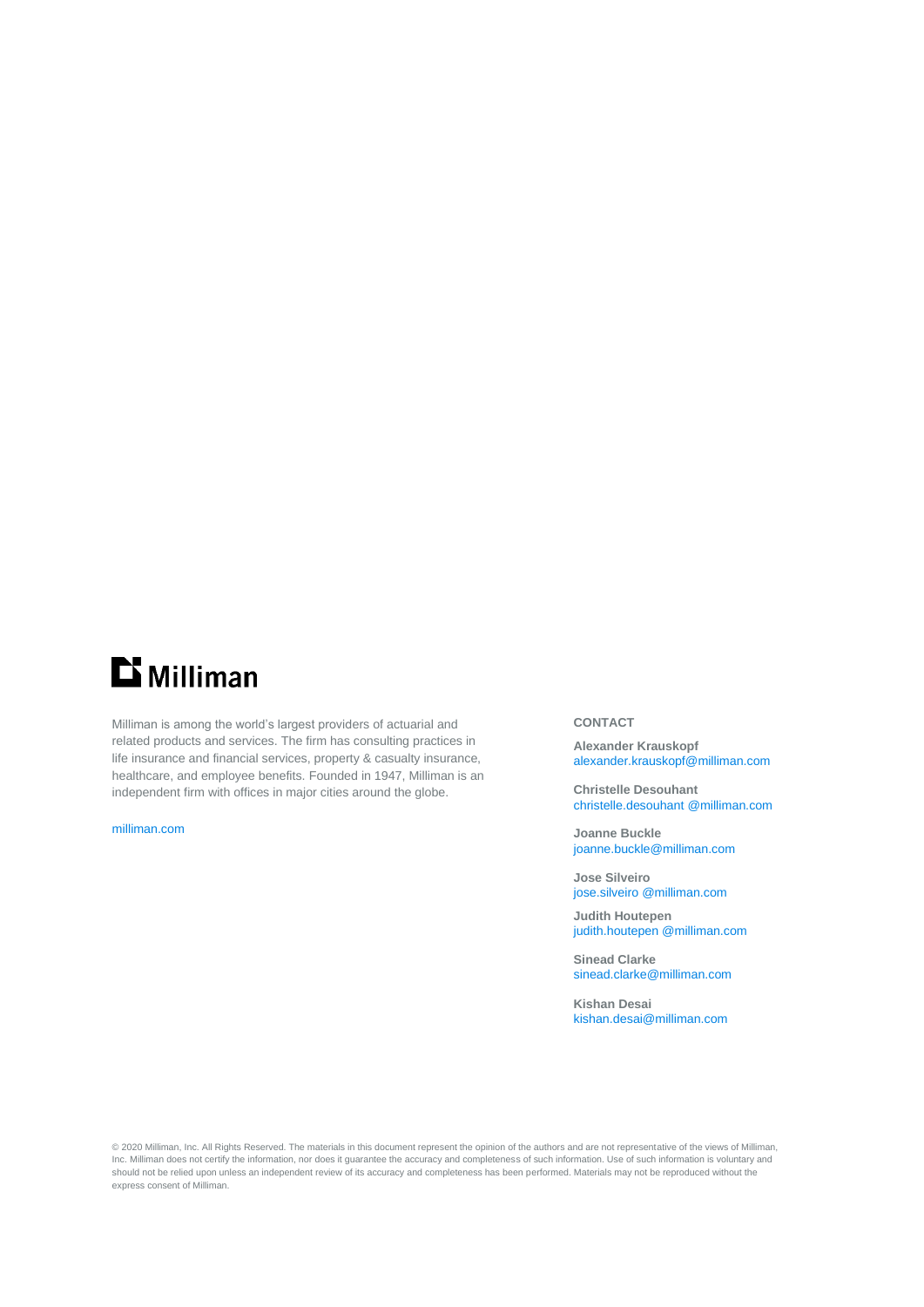# Milliman

Milliman is among the world's largest providers of actuarial and related products and services. The firm has consulting practices in life insurance and financial services, property & casualty insurance, healthcare, and employee benefits. Founded in 1947, Milliman is an independent firm with offices in major cities around the globe.

milliman.com

**CONTACT**

**Alexander Krauskopf**
alexander.krauskopf@milliman.com

**Christelle Desouhant**
christelle.desouhant @milliman.com

**Joanne Buckle**
joanne.buckle@milliman.com

**Jose Silveiro**
jose.silveiro @milliman.com

**Judith Houtepen**
judith.houtepen @milliman.com

**Sinead Clarke**
sinead.clarke@milliman.com

**Kishan Desai**
kishan.desai@milliman.com

© 2020 Milliman, Inc. All Rights Reserved. The materials in this document represent the opinion of the authors and are not representative of the views of Milliman, Inc. Milliman does not certify the information, nor does it guarantee the accuracy and completeness of such information. Use of such information is voluntary and should not be relied upon unless an independent review of its accuracy and completeness has been performed. Materials may not be reproduced without the express consent of Milliman.